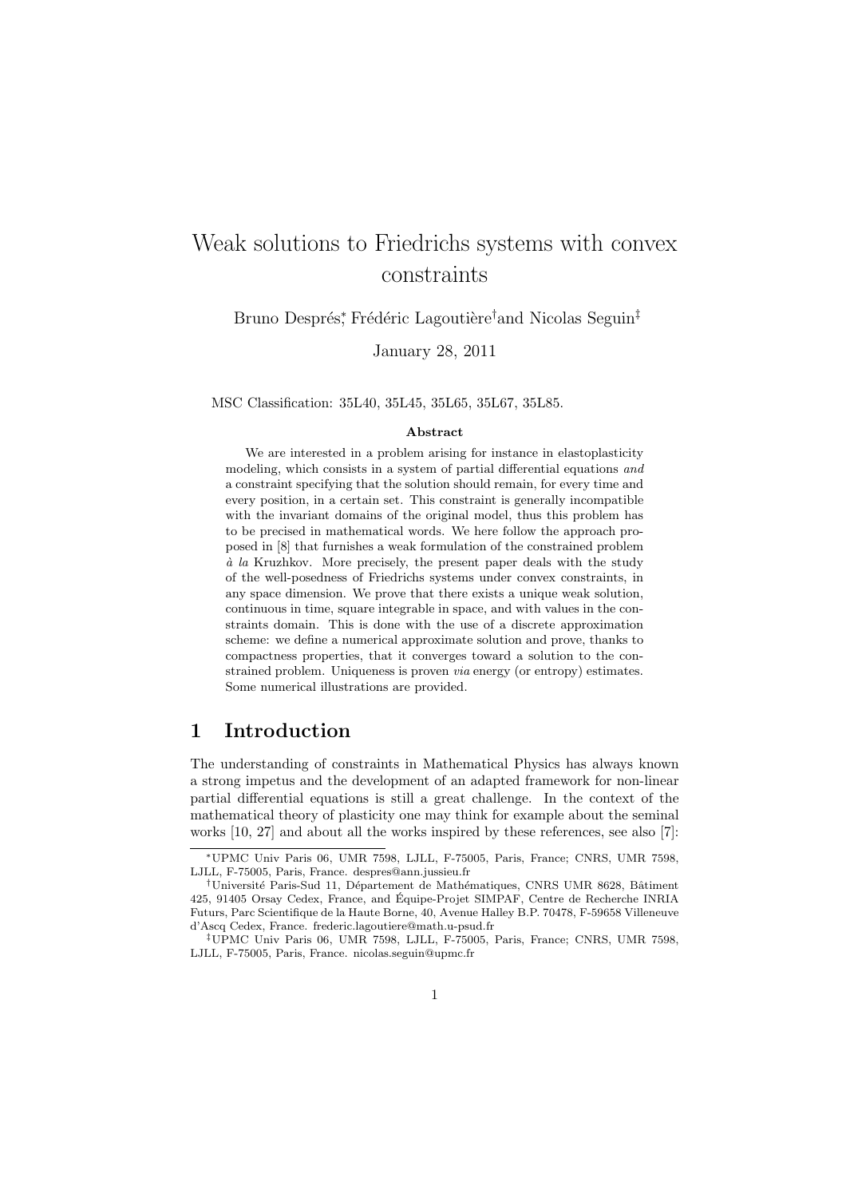# Weak solutions to Friedrichs systems with convex constraints

Bruno Després[*], Frédéric Lagoutière[†] and Nicolas Seguin[‡]

January 28, 2011

MSC Classification: 35L40, 35L45, 35L65, 35L67, 35L85.

**Abstract**

We are interested in a problem arising for instance in elastoplasticity modeling, which consists in a system of partial differential equations *and* a constraint specifying that the solution should remain, for every time and every position, in a certain set. This constraint is generally incompatible with the invariant domains of the original model, thus this problem has to be precised in mathematical words. We here follow the approach proposed in [8] that furnishes a weak formulation of the constrained problem *à la* Kruzhkov. More precisely, the present paper deals with the study of the well-posedness of Friedrichs systems under convex constraints, in any space dimension. We prove that there exists a unique weak solution, continuous in time, square integrable in space, and with values in the constraints domain. This is done with the use of a discrete approximation scheme: we define a numerical approximate solution and prove, thanks to compactness properties, that it converges toward a solution to the constrained problem. Uniqueness is proven *via* energy (or entropy) estimates. Some numerical illustrations are provided.

## 1 Introduction

The understanding of constraints in Mathematical Physics has always known a strong impetus and the development of an adapted framework for non-linear partial differential equations is still a great challenge. In the context of the mathematical theory of plasticity one may think for example about the seminal works [10, 27] and about all the works inspired by these references, see also [7]:

---

[*] UPMC Univ Paris 06, UMR 7598, LJLL, F-75005, Paris, France; CNRS, UMR 7598, LJLL, F-75005, Paris, France. despres@ann.jussieu.fr

[†] Université Paris-Sud 11, Département de Mathématiques, CNRS UMR 8628, Bâtiment 425, 91405 Orsay Cedex, France, and Équipe-Projet SIMPAF, Centre de Recherche INRIA Futurs, Parc Scientifique de la Haute Borne, 40, Avenue Halley B.P. 70478, F-59658 Villeneuve d'Ascq Cedex, France. frederic.lagoutiere@math.u-psud.fr

[‡] UPMC Univ Paris 06, UMR 7598, LJLL, F-75005, Paris, France; CNRS, UMR 7598, LJLL, F-75005, Paris, France. nicolas.seguin@upmc.fr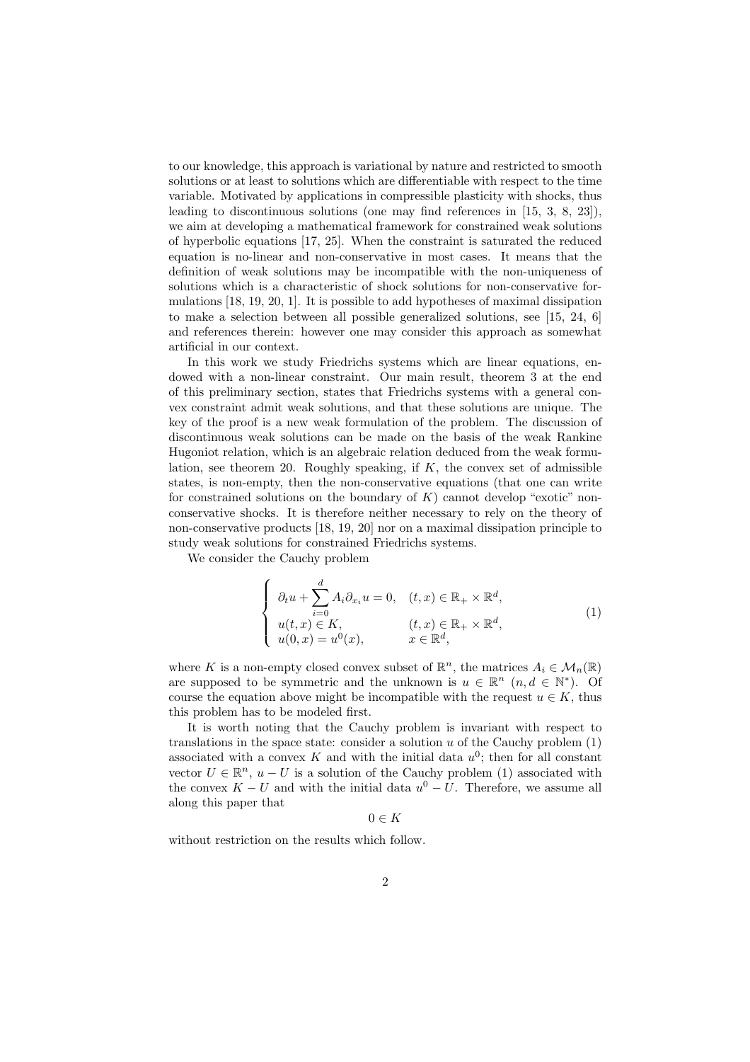to our knowledge, this approach is variational by nature and restricted to smooth solutions or at least to solutions which are differentiable with respect to the time variable. Motivated by applications in compressible plasticity with shocks, thus leading to discontinuous solutions (one may find references in [15, 3, 8, 23]), we aim at developing a mathematical framework for constrained weak solutions of hyperbolic equations [17, 25]. When the constraint is saturated the reduced equation is no-linear and non-conservative in most cases. It means that the definition of weak solutions may be incompatible with the non-uniqueness of solutions which is a characteristic of shock solutions for non-conservative formulations [18, 19, 20, 1]. It is possible to add hypotheses of maximal dissipation to make a selection between all possible generalized solutions, see [15, 24, 6] and references therein: however one may consider this approach as somewhat artificial in our context.

In this work we study Friedrichs systems which are linear equations, endowed with a non-linear constraint. Our main result, theorem 3 at the end of this preliminary section, states that Friedrichs systems with a general convex constraint admit weak solutions, and that these solutions are unique. The key of the proof is a new weak formulation of the problem. The discussion of discontinuous weak solutions can be made on the basis of the weak Rankine Hugoniot relation, which is an algebraic relation deduced from the weak formulation, see theorem 20. Roughly speaking, if $K$, the convex set of admissible states, is non-empty, then the non-conservative equations (that one can write for constrained solutions on the boundary of $K$) cannot develop "exotic" non-conservative shocks. It is therefore neither necessary to rely on the theory of non-conservative products [18, 19, 20] nor on a maximal dissipation principle to study weak solutions for constrained Friedrichs systems.

We consider the Cauchy problem

$$
\left\{
\begin{array}{ll}
\partial_t u + \displaystyle\sum_{i=0}^{d} A_i \partial_{x_i} u = 0, & (t,x) \in \mathbb{R}_+ \times \mathbb{R}^d, \\
u(t,x) \in K, & (t,x) \in \mathbb{R}_+ \times \mathbb{R}^d, \\
u(0,x) = u^0(x), & x \in \mathbb{R}^d,
\end{array}
\right.
\tag{1}
$$

where $K$ is a non-empty closed convex subset of $\mathbb{R}^n$, the matrices $A_i \in \mathcal{M}_n(\mathbb{R})$ are supposed to be symmetric and the unknown is $u \in \mathbb{R}^n$ ($n, d \in \mathbb{N}^*$). Of course the equation above might be incompatible with the request $u \in K$, thus this problem has to be modeled first.

It is worth noting that the Cauchy problem is invariant with respect to translations in the space state: consider a solution $u$ of the Cauchy problem (1) associated with a convex $K$ and with the initial data $u^0$; then for all constant vector $U \in \mathbb{R}^n$, $u - U$ is a solution of the Cauchy problem (1) associated with the convex $K - U$ and with the initial data $u^0 - U$. Therefore, we assume all along this paper that

$$
0 \in K
$$

without restriction on the results which follow.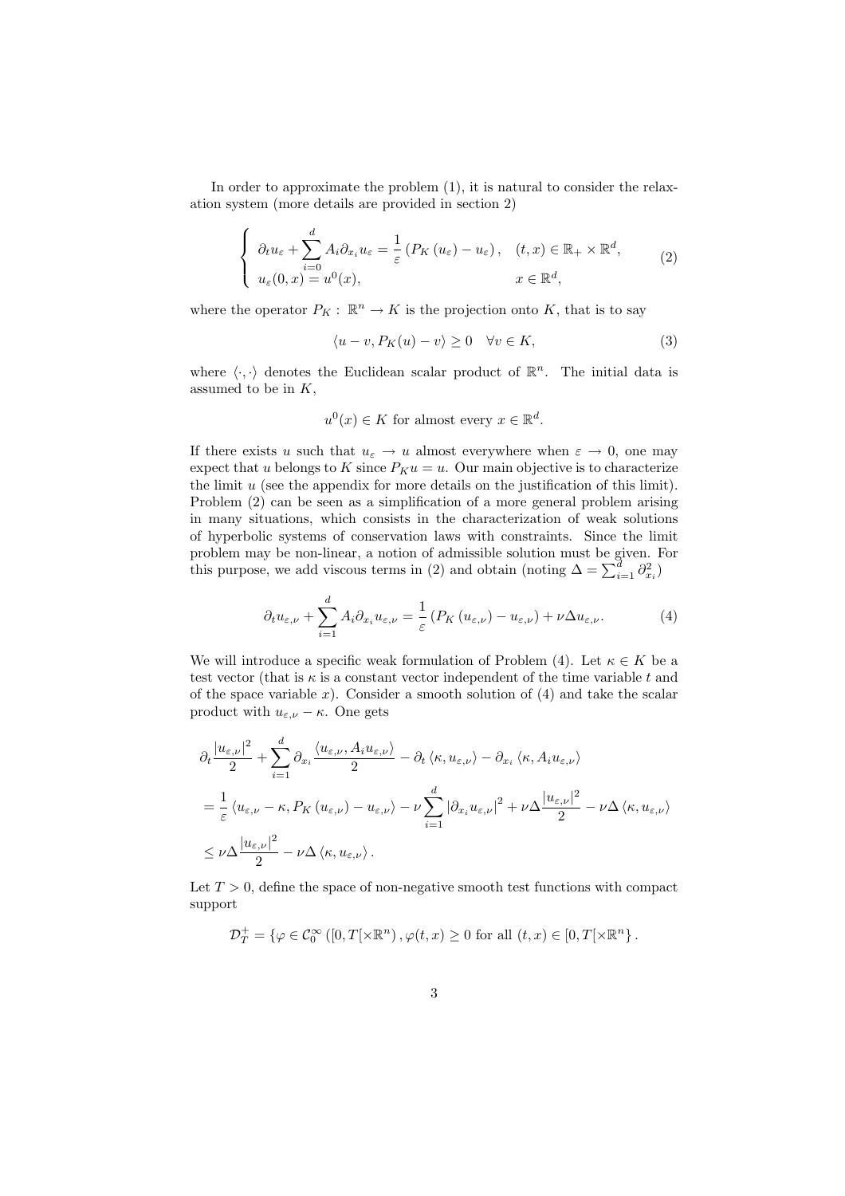In order to approximate the problem (1), it is natural to consider the relaxation system (more details are provided in section 2)

$$
\left\{ \begin{array}{ll} \partial_t u_\varepsilon + \displaystyle\sum_{i=0}^{d} A_i \partial_{x_i} u_\varepsilon = \frac{1}{\varepsilon} \left( P_K \left( u_\varepsilon \right) - u_\varepsilon \right), & (t,x) \in \mathbb{R}_+ \times \mathbb{R}^d, \\ u_\varepsilon(0,x) = u^0(x), & x \in \mathbb{R}^d, \end{array} \right. \tag{2}
$$

where the operator $P_K : \mathbb{R}^n \to K$ is the projection onto $K$, that is to say

$$
\langle u - v, P_K(u) - v \rangle \geq 0 \quad \forall v \in K, \tag{3}
$$

where $\langle \cdot, \cdot \rangle$ denotes the Euclidean scalar product of $\mathbb{R}^n$. The initial data is assumed to be in $K$,

$$
u^0(x) \in K \text{ for almost every } x \in \mathbb{R}^d.
$$

If there exists $u$ such that $u_\varepsilon \to u$ almost everywhere when $\varepsilon \to 0$, one may expect that $u$ belongs to $K$ since $P_K u = u$. Our main objective is to characterize the limit $u$ (see the appendix for more details on the justification of this limit). Problem (2) can be seen as a simplification of a more general problem arising in many situations, which consists in the characterization of weak solutions of hyperbolic systems of conservation laws with constraints. Since the limit problem may be non-linear, a notion of admissible solution must be given. For this purpose, we add viscous terms in (2) and obtain (noting $\Delta = \sum_{i=1}^{d} \partial_{x_i}^2$)

$$
\partial_t u_{\varepsilon,\nu} + \sum_{i=1}^{d} A_i \partial_{x_i} u_{\varepsilon,\nu} = \frac{1}{\varepsilon} \left( P_K \left( u_{\varepsilon,\nu} \right) - u_{\varepsilon,\nu} \right) + \nu \Delta u_{\varepsilon,\nu}. \tag{4}
$$

We will introduce a specific weak formulation of Problem (4). Let $\kappa \in K$ be a test vector (that is $\kappa$ is a constant vector independent of the time variable $t$ and of the space variable $x$). Consider a smooth solution of (4) and take the scalar product with $u_{\varepsilon,\nu} - \kappa$. One gets

$$
\begin{aligned}
&\partial_t \frac{|u_{\varepsilon,\nu}|^2}{2} + \sum_{i=1}^{d} \partial_{x_i} \frac{\langle u_{\varepsilon,\nu}, A_i u_{\varepsilon,\nu} \rangle}{2} - \partial_t \langle \kappa, u_{\varepsilon,\nu} \rangle - \partial_{x_i} \langle \kappa, A_i u_{\varepsilon,\nu} \rangle \\
&= \frac{1}{\varepsilon} \langle u_{\varepsilon,\nu} - \kappa, P_K \left( u_{\varepsilon,\nu} \right) - u_{\varepsilon,\nu} \rangle - \nu \sum_{i=1}^{d} \left| \partial_{x_i} u_{\varepsilon,\nu} \right|^2 + \nu \Delta \frac{|u_{\varepsilon,\nu}|^2}{2} - \nu \Delta \langle \kappa, u_{\varepsilon,\nu} \rangle \\
&\leq \nu \Delta \frac{|u_{\varepsilon,\nu}|^2}{2} - \nu \Delta \langle \kappa, u_{\varepsilon,\nu} \rangle .
\end{aligned}
$$

Let $T > 0$, define the space of non-negative smooth test functions with compact support

$$
\mathcal{D}_T^+ = \left\{ \varphi \in \mathcal{C}_0^\infty \left( [0, T[ \times \mathbb{R}^n \right), \varphi(t,x) \geq 0 \text{ for all } (t,x) \in [0, T[ \times \mathbb{R}^n \right\}.
$$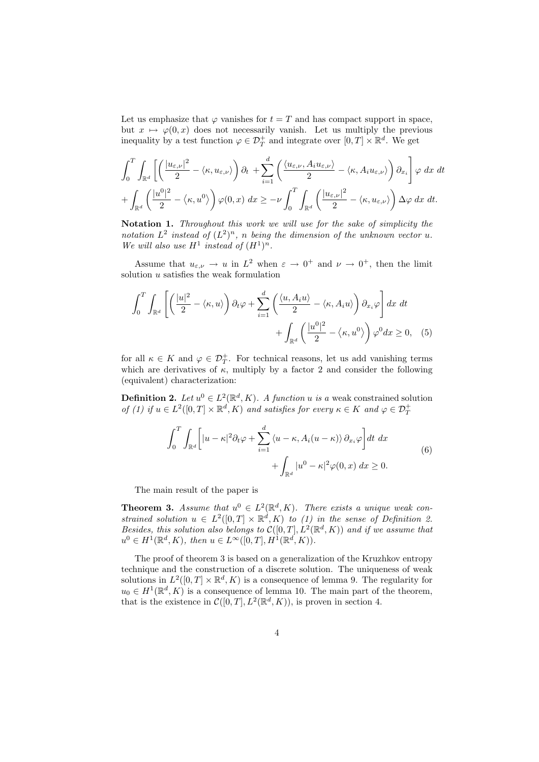Let us emphasize that $\varphi$ vanishes for $t = T$ and has compact support in space, but $x \mapsto \varphi(0, x)$ does not necessarily vanish. Let us multiply the previous inequality by a test function $\varphi \in \mathcal{D}_T^+$ and integrate over $[0, T] \times \mathbb{R}^d$. We get

$$\int_0^T \int_{\mathbb{R}^d} \left[ \left( \frac{|u_{\varepsilon,\nu}|^2}{2} - \langle \kappa, u_{\varepsilon,\nu} \rangle \right) \partial_t + \sum_{i=1}^d \left( \frac{\langle u_{\varepsilon,\nu}, A_i u_{\varepsilon,\nu} \rangle}{2} - \langle \kappa, A_i u_{\varepsilon,\nu} \rangle \right) \partial_{x_i} \right] \varphi \; dx \; dt$$
$$+ \int_{\mathbb{R}^d} \left( \frac{|u^0|^2}{2} - \langle \kappa, u^0 \rangle \right) \varphi(0, x) \; dx \geq -\nu \int_0^T \int_{\mathbb{R}^d} \left( \frac{|u_{\varepsilon,\nu}|^2}{2} - \langle \kappa, u_{\varepsilon,\nu} \rangle \right) \Delta \varphi \; dx \; dt.$$

**Notation 1.** *Throughout this work we will use for the sake of simplicity the notation $L^2$ instead of $(L^2)^n$, $n$ being the dimension of the unknown vector $u$. We will also use $H^1$ instead of $(H^1)^n$.*

Assume that $u_{\varepsilon,\nu} \to u$ in $L^2$ when $\varepsilon \to 0^+$ and $\nu \to 0^+$, then the limit solution $u$ satisfies the weak formulation

$$\int_0^T \int_{\mathbb{R}^d} \left[ \left( \frac{|u|^2}{2} - \langle \kappa, u \rangle \right) \partial_t \varphi + \sum_{i=1}^d \left( \frac{\langle u, A_i u \rangle}{2} - \langle \kappa, A_i u \rangle \right) \partial_{x_i} \varphi \right] dx \; dt$$
$$+ \int_{\mathbb{R}^d} \left( \frac{|u^0|^2}{2} - \langle \kappa, u^0 \rangle \right) \varphi^0 dx \geq 0, \quad (5)$$

for all $\kappa \in K$ and $\varphi \in \mathcal{D}_T^+$. For technical reasons, let us add vanishing terms which are derivatives of $\kappa$, multiply by a factor 2 and consider the following (equivalent) characterization:

**Definition 2.** *Let $u^0 \in L^2(\mathbb{R}^d, K)$. A function $u$ is a* weak constrained solution *of (1) if $u \in L^2([0, T] \times \mathbb{R}^d, K)$ and satisfies for every $\kappa \in K$ and $\varphi \in \mathcal{D}_T^+$*

$$\int_0^T \int_{\mathbb{R}^d} \left[ |u - \kappa|^2 \partial_t \varphi + \sum_{i=1}^d \langle u - \kappa, A_i(u - \kappa) \rangle \, \partial_{x_i} \varphi \right] dt \; dx$$
$$+ \int_{\mathbb{R}^d} |u^0 - \kappa|^2 \varphi(0, x) \; dx \geq 0. \quad (6)$$

The main result of the paper is

**Theorem 3.** *Assume that $u^0 \in L^2(\mathbb{R}^d, K)$. There exists a unique weak constrained solution $u \in L^2([0, T] \times \mathbb{R}^d, K)$ to (1) in the sense of Definition 2. Besides, this solution also belongs to $\mathcal{C}([0, T], L^2(\mathbb{R}^d, K))$ and if we assume that $u^0 \in H^1(\mathbb{R}^d, K)$, then $u \in L^\infty([0, T], H^1(\mathbb{R}^d, K))$.*

The proof of theorem 3 is based on a generalization of the Kruzhkov entropy technique and the construction of a discrete solution. The uniqueness of weak solutions in $L^2([0, T] \times \mathbb{R}^d, K)$ is a consequence of lemma 9. The regularity for $u_0 \in H^1(\mathbb{R}^d, K)$ is a consequence of lemma 10. The main part of the theorem, that is the existence in $\mathcal{C}([0, T], L^2(\mathbb{R}^d, K))$, is proven in section 4.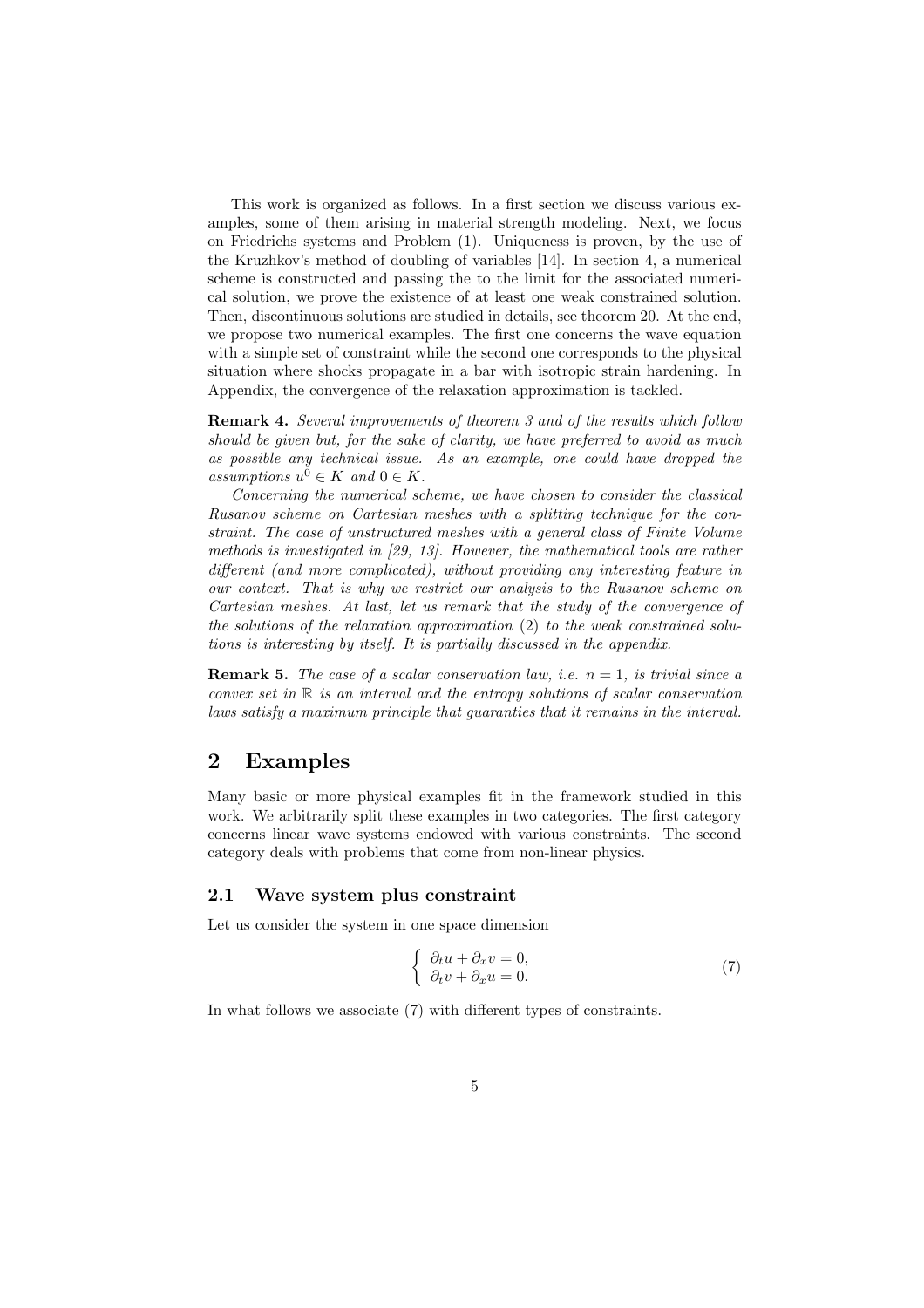This work is organized as follows. In a first section we discuss various examples, some of them arising in material strength modeling. Next, we focus on Friedrichs systems and Problem (1). Uniqueness is proven, by the use of the Kruzhkov's method of doubling of variables [14]. In section 4, a numerical scheme is constructed and passing the to the limit for the associated numerical solution, we prove the existence of at least one weak constrained solution. Then, discontinuous solutions are studied in details, see theorem 20. At the end, we propose two numerical examples. The first one concerns the wave equation with a simple set of constraint while the second one corresponds to the physical situation where shocks propagate in a bar with isotropic strain hardening. In Appendix, the convergence of the relaxation approximation is tackled.

**Remark 4.** *Several improvements of theorem 3 and of the results which follow should be given but, for the sake of clarity, we have preferred to avoid as much as possible any technical issue. As an example, one could have dropped the assumptions $u^0 \in K$ and $0 \in K$.*

*Concerning the numerical scheme, we have chosen to consider the classical Rusanov scheme on Cartesian meshes with a splitting technique for the constraint. The case of unstructured meshes with a general class of Finite Volume methods is investigated in [29, 13]. However, the mathematical tools are rather different (and more complicated), without providing any interesting feature in our context. That is why we restrict our analysis to the Rusanov scheme on Cartesian meshes. At last, let us remark that the study of the convergence of the solutions of the relaxation approximation (2) to the weak constrained solutions is interesting by itself. It is partially discussed in the appendix.*

**Remark 5.** *The case of a scalar conservation law, i.e. $n = 1$, is trivial since a convex set in $\mathbb{R}$ is an interval and the entropy solutions of scalar conservation laws satisfy a maximum principle that guaranties that it remains in the interval.*

## 2 Examples

Many basic or more physical examples fit in the framework studied in this work. We arbitrarily split these examples in two categories. The first category concerns linear wave systems endowed with various constraints. The second category deals with problems that come from non-linear physics.

### 2.1 Wave system plus constraint

Let us consider the system in one space dimension

$$\left\{ \begin{array}{l} \partial_t u + \partial_x v = 0, \\ \partial_t v + \partial_x u = 0. \end{array} \right. \tag{7}$$

In what follows we associate (7) with different types of constraints.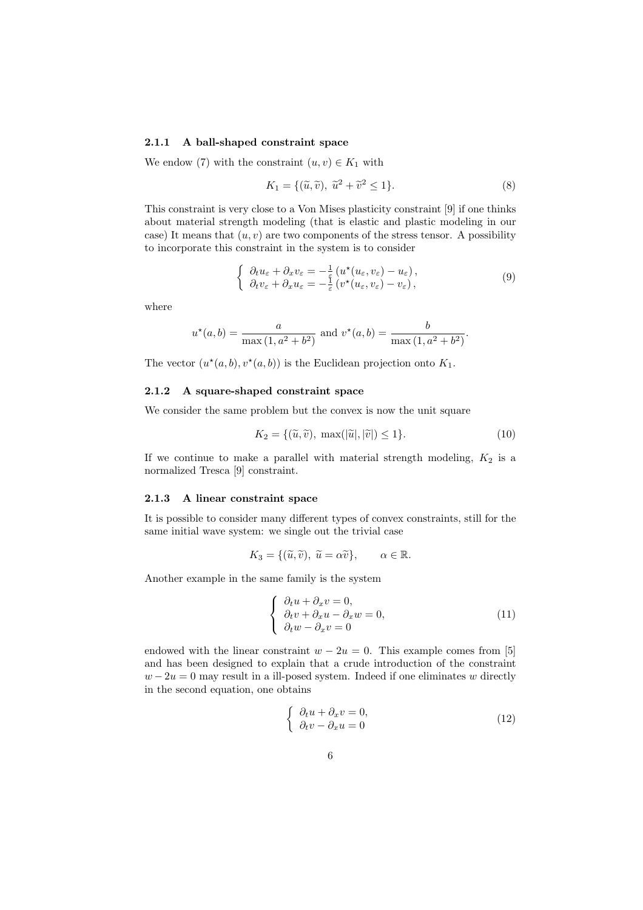#### 2.1.1 A ball-shaped constraint space

We endow (7) with the constraint $(u,v) \in K_1$ with

$$K_1 = \{(\widetilde{u}, \widetilde{v}),\ \widetilde{u}^2 + \widetilde{v}^2 \leq 1\}. \tag{8}$$

This constraint is very close to a Von Mises plasticity constraint [9] if one thinks about material strength modeling (that is elastic and plastic modeling in our case) It means that $(u,v)$ are two components of the stress tensor. A possibility to incorporate this constraint in the system is to consider

$$\left\{ \begin{array}{l} \partial_t u_\varepsilon + \partial_x v_\varepsilon = -\frac{1}{\varepsilon}\left(u^\star(u_\varepsilon, v_\varepsilon) - u_\varepsilon\right), \\ \partial_t v_\varepsilon + \partial_x u_\varepsilon = -\frac{1}{\varepsilon}\left(v^\star(u_\varepsilon, v_\varepsilon) - v_\varepsilon\right), \end{array} \right. \tag{9}$$

where

$$u^\star(a,b) = \frac{a}{\max\left(1, a^2+b^2\right)} \text{ and } v^\star(a,b) = \frac{b}{\max\left(1, a^2+b^2\right)}.$$

The vector $(u^\star(a,b), v^\star(a,b))$ is the Euclidean projection onto $K_1$.

#### 2.1.2 A square-shaped constraint space

We consider the same problem but the convex is now the unit square

$$K_2 = \{(\widetilde{u}, \widetilde{v}),\ \max(|\widetilde{u}|, |\widetilde{v}|) \leq 1\}. \tag{10}$$

If we continue to make a parallel with material strength modeling, $K_2$ is a normalized Tresca [9] constraint.

#### 2.1.3 A linear constraint space

It is possible to consider many different types of convex constraints, still for the same initial wave system: we single out the trivial case

$$K_3 = \{(\widetilde{u}, \widetilde{v}),\ \widetilde{u} = \alpha \widetilde{v}\}, \qquad \alpha \in \mathbb{R}.$$

Another example in the same family is the system

$$\left\{ \begin{array}{l} \partial_t u + \partial_x v = 0, \\ \partial_t v + \partial_x u - \partial_x w = 0, \\ \partial_t w - \partial_x v = 0 \end{array} \right. \tag{11}$$

endowed with the linear constraint $w - 2u = 0$. This example comes from [5] and has been designed to explain that a crude introduction of the constraint $w - 2u = 0$ may result in a ill-posed system. Indeed if one eliminates $w$ directly in the second equation, one obtains

$$\left\{ \begin{array}{l} \partial_t u + \partial_x v = 0, \\ \partial_t v - \partial_x u = 0 \end{array} \right. \tag{12}$$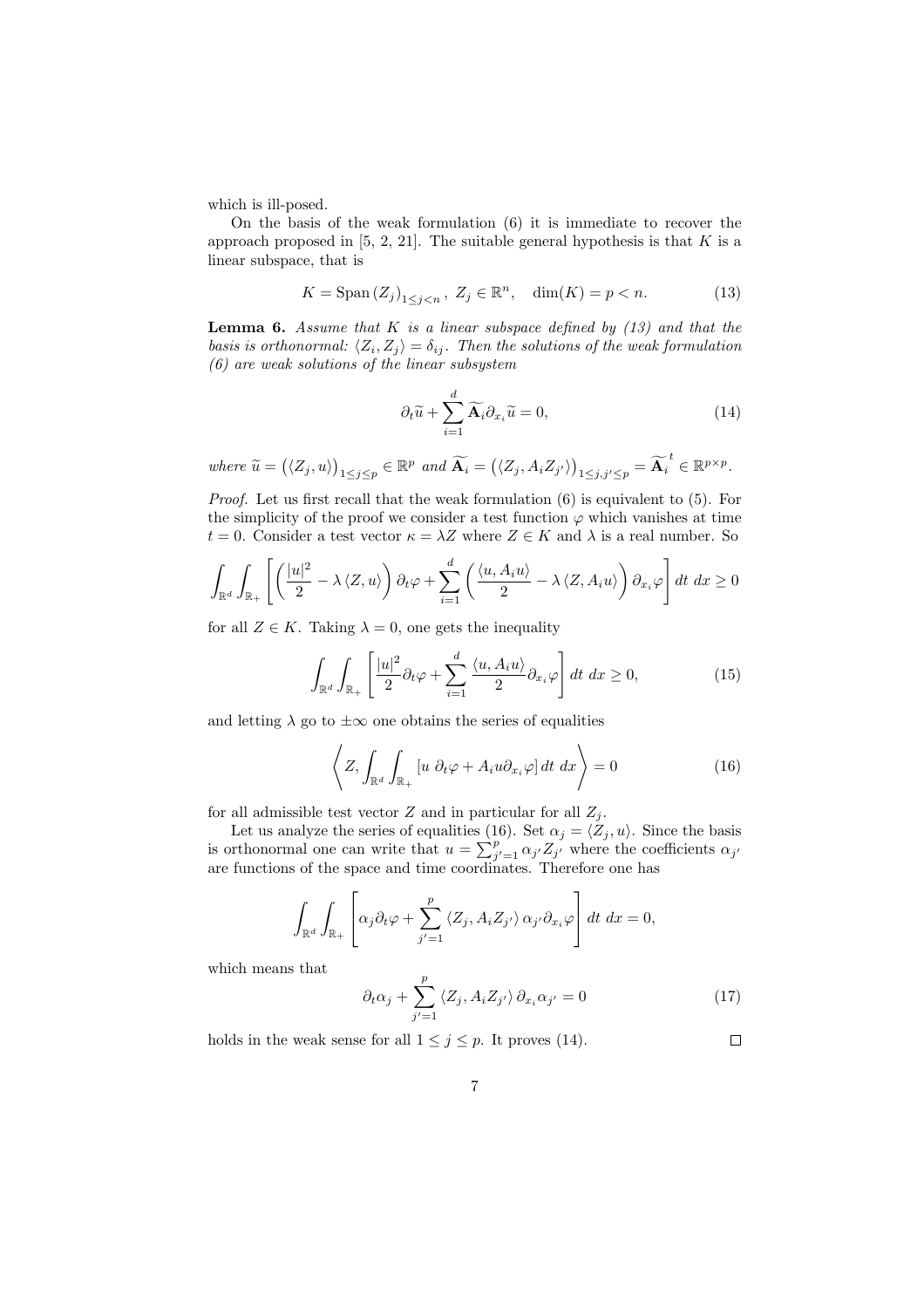which is ill-posed.

On the basis of the weak formulation (6) it is immediate to recover the approach proposed in [5, 2, 21]. The suitable general hypothesis is that $K$ is a linear subspace, that is

$$K = \text{Span}\,(Z_j)_{1 \leq j < n}\,, \; Z_j \in \mathbb{R}^n, \quad \dim(K) = p < n. \tag{13}$$

**Lemma 6.** *Assume that $K$ is a linear subspace defined by (13) and that the basis is orthonormal: $\langle Z_i, Z_j \rangle = \delta_{ij}$. Then the solutions of the weak formulation (6) are weak solutions of the linear subsystem*

$$\partial_t \widetilde{u} + \sum_{i=1}^{d} \widetilde{\mathbf{A}}_i \partial_{x_i} \widetilde{u} = 0, \tag{14}$$

*where $\widetilde{u} = \left(\langle Z_j, u \rangle\right)_{1 \leq j \leq p} \in \mathbb{R}^p$ and $\widetilde{\mathbf{A}}_i = \left(\langle Z_j, A_i Z_{j'} \rangle\right)_{1 \leq j, j' \leq p} = \widetilde{\mathbf{A}}_i^{\,t} \in \mathbb{R}^{p \times p}$.*

*Proof.* Let us first recall that the weak formulation (6) is equivalent to (5). For the simplicity of the proof we consider a test function $\varphi$ which vanishes at time $t = 0$. Consider a test vector $\kappa = \lambda Z$ where $Z \in K$ and $\lambda$ is a real number. So

$$\int_{\mathbb{R}^d} \int_{\mathbb{R}_+} \left[ \left( \frac{|u|^2}{2} - \lambda \langle Z, u \rangle \right) \partial_t \varphi + \sum_{i=1}^{d} \left( \frac{\langle u, A_i u \rangle}{2} - \lambda \langle Z, A_i u \rangle \right) \partial_{x_i} \varphi \right] dt \; dx \geq 0$$

for all $Z \in K$. Taking $\lambda = 0$, one gets the inequality

$$\int_{\mathbb{R}^d} \int_{\mathbb{R}_+} \left[ \frac{|u|^2}{2} \partial_t \varphi + \sum_{i=1}^{d} \frac{\langle u, A_i u \rangle}{2} \partial_{x_i} \varphi \right] dt \; dx \geq 0, \tag{15}$$

and letting $\lambda$ go to $\pm\infty$ one obtains the series of equalities

$$\left\langle Z, \int_{\mathbb{R}^d} \int_{\mathbb{R}_+} \left[ u \; \partial_t \varphi + A_i u \partial_{x_i} \varphi \right] dt \; dx \right\rangle = 0 \tag{16}$$

for all admissible test vector $Z$ and in particular for all $Z_j$.

Let us analyze the series of equalities (16). Set $\alpha_j = \langle Z_j, u \rangle$. Since the basis is orthonormal one can write that $u = \sum_{j'=1}^{p} \alpha_{j'} Z_{j'}$ where the coefficients $\alpha_{j'}$ are functions of the space and time coordinates. Therefore one has

$$\int_{\mathbb{R}^d} \int_{\mathbb{R}_+} \left[ \alpha_j \partial_t \varphi + \sum_{j'=1}^{p} \langle Z_j, A_i Z_{j'} \rangle \, \alpha_{j'} \partial_{x_i} \varphi \right] dt \; dx = 0,$$

which means that

$$\partial_t \alpha_j + \sum_{j'=1}^{p} \langle Z_j, A_i Z_{j'} \rangle \, \partial_{x_i} \alpha_{j'} = 0 \tag{17}$$

holds in the weak sense for all $1 \leq j \leq p$. It proves (14). $\square$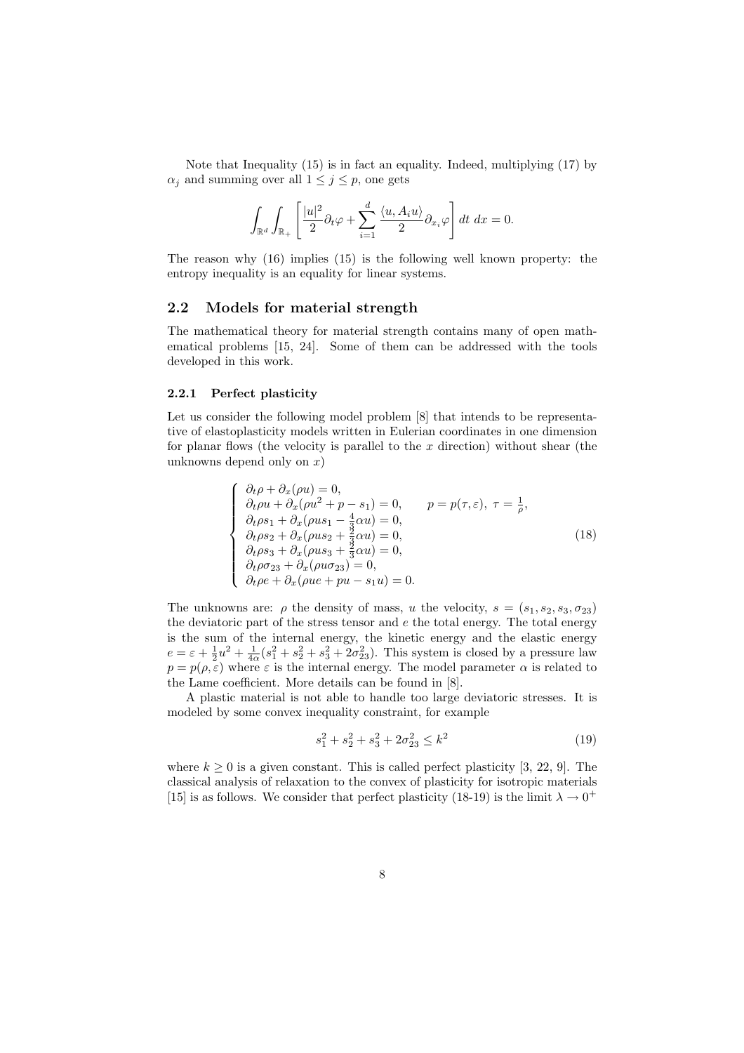Note that Inequality (15) is in fact an equality. Indeed, multiplying (17) by $\alpha_j$ and summing over all $1 \leq j \leq p$, one gets

$$\int_{\mathbb{R}^d} \int_{\mathbb{R}_+} \left[ \frac{|u|^2}{2} \partial_t \varphi + \sum_{i=1}^{d} \frac{\langle u, A_i u \rangle}{2} \partial_{x_i} \varphi \right] dt \, dx = 0.$$

The reason why (16) implies (15) is the following well known property: the entropy inequality is an equality for linear systems.

## 2.2 Models for material strength

The mathematical theory for material strength contains many of open mathematical problems [15, 24]. Some of them can be addressed with the tools developed in this work.

### 2.2.1 Perfect plasticity

Let us consider the following model problem [8] that intends to be representative of elastoplasticity models written in Eulerian coordinates in one dimension for planar flows (the velocity is parallel to the $x$ direction) without shear (the unknowns depend only on $x$)

$$\left\{ \begin{array}{l} \partial_t \rho + \partial_x(\rho u) = 0, \\ \partial_t \rho u + \partial_x(\rho u^2 + p - s_1) = 0, \qquad p = p(\tau, \varepsilon), \ \tau = \frac{1}{\rho}, \\ \partial_t \rho s_1 + \partial_x(\rho u s_1 - \frac{4}{3}\alpha u) = 0, \\ \partial_t \rho s_2 + \partial_x(\rho u s_2 + \frac{2}{3}\alpha u) = 0, \\ \partial_t \rho s_3 + \partial_x(\rho u s_3 + \frac{2}{3}\alpha u) = 0, \\ \partial_t \rho \sigma_{23} + \partial_x(\rho u \sigma_{23}) = 0, \\ \partial_t \rho e + \partial_x(\rho u e + p u - s_1 u) = 0. \end{array} \right. \tag{18}$$

The unknowns are: $\rho$ the density of mass, $u$ the velocity, $s = (s_1, s_2, s_3, \sigma_{23})$ the deviatoric part of the stress tensor and $e$ the total energy. The total energy is the sum of the internal energy, the kinetic energy and the elastic energy $e = \varepsilon + \frac{1}{2}u^2 + \frac{1}{4\alpha}(s_1^2 + s_2^2 + s_3^2 + 2\sigma_{23}^2)$. This system is closed by a pressure law $p = p(\rho, \varepsilon)$ where $\varepsilon$ is the internal energy. The model parameter $\alpha$ is related to the Lame coefficient. More details can be found in [8].

A plastic material is not able to handle too large deviatoric stresses. It is modeled by some convex inequality constraint, for example

$$s_1^2 + s_2^2 + s_3^2 + 2\sigma_{23}^2 \leq k^2 \tag{19}$$

where $k \geq 0$ is a given constant. This is called perfect plasticity [3, 22, 9]. The classical analysis of relaxation to the convex of plasticity for isotropic materials [15] is as follows. We consider that perfect plasticity (18-19) is the limit $\lambda \to 0^+$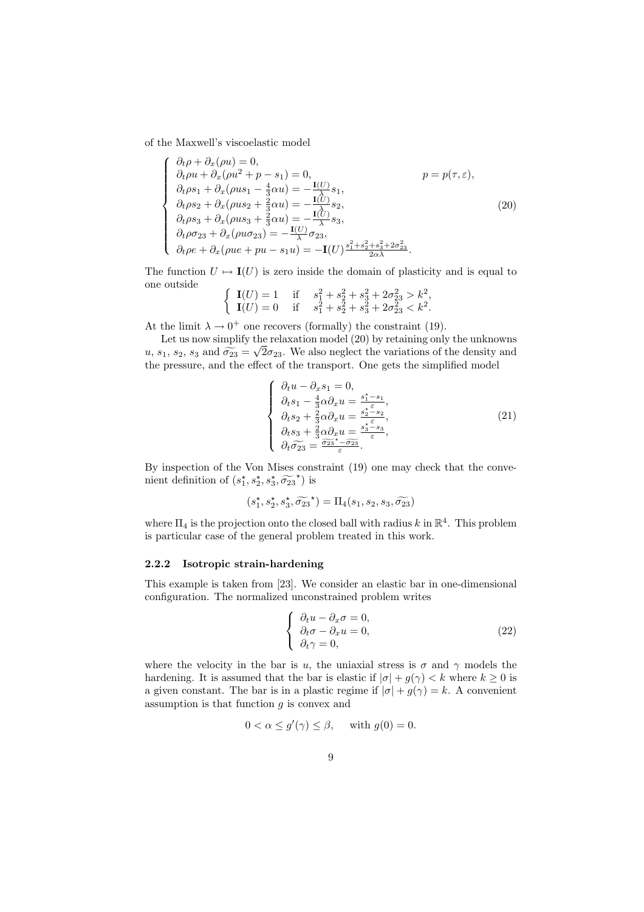of the Maxwell's viscoelastic model

$$
\left\{
\begin{array}{ll}
\partial_t \rho + \partial_x(\rho u) = 0, & \\
\partial_t \rho u + \partial_x(\rho u^2 + p - s_1) = 0, & p = p(\tau, \varepsilon), \\
\partial_t \rho s_1 + \partial_x(\rho u s_1 - \frac{4}{3}\alpha u) = -\frac{\mathbf{I}(U)}{\lambda} s_1, & \\
\partial_t \rho s_2 + \partial_x(\rho u s_2 + \frac{2}{3}\alpha u) = -\frac{\mathbf{I}(U)}{\lambda} s_2, & \\
\partial_t \rho s_3 + \partial_x(\rho u s_3 + \frac{2}{3}\alpha u) = -\frac{\mathbf{I}(U)}{\lambda} s_3, & \\
\partial_t \rho \sigma_{23} + \partial_x(\rho u \sigma_{23}) = -\frac{\mathbf{I}(U)}{\lambda} \sigma_{23}, & \\
\partial_t \rho e + \partial_x(\rho u e + p u - s_1 u) = -\mathbf{I}(U) \frac{s_1^2 + s_2^2 + s_3^2 + 2\sigma_{23}^2}{2\alpha\lambda}. &
\end{array}
\right. \tag{20}
$$

The function $U \mapsto \mathbf{I}(U)$ is zero inside the domain of plasticity and is equal to one outside

$$
\left\{
\begin{array}{lll}
\mathbf{I}(U) = 1 & \text{if} & s_1^2 + s_2^2 + s_3^2 + 2\sigma_{23}^2 > k^2, \\
\mathbf{I}(U) = 0 & \text{if} & s_1^2 + s_2^2 + s_3^2 + 2\sigma_{23}^2 < k^2.
\end{array}
\right.
$$

At the limit $\lambda \to 0^+$ one recovers (formally) the constraint (19).

Let us now simplify the relaxation model (20) by retaining only the unknowns $u$, $s_1$, $s_2$, $s_3$ and $\widetilde{\sigma_{23}} = \sqrt{2}\sigma_{23}$. We also neglect the variations of the density and the pressure, and the effect of the transport. One gets the simplified model

$$
\left\{
\begin{array}{l}
\partial_t u - \partial_x s_1 = 0, \\
\partial_t s_1 - \frac{4}{3}\alpha \partial_x u = \frac{s_1^\star - s_1}{\varepsilon}, \\
\partial_t s_2 + \frac{2}{3}\alpha \partial_x u = \frac{s_2^\star - s_2}{\varepsilon}, \\
\partial_t s_3 + \frac{2}{3}\alpha \partial_x u = \frac{s_3^\star - s_3}{\varepsilon}, \\
\partial_t \widetilde{\sigma_{23}} = \frac{\widetilde{\sigma_{23}}^\star - \widetilde{\sigma_{23}}}{\varepsilon}.
\end{array}
\right. \tag{21}
$$

By inspection of the Von Mises constraint (19) one may check that the convenient definition of $(s_1^\star, s_2^\star, s_3^\star, \widetilde{\sigma_{23}}^\star)$ is

$$
(s_1^\star, s_2^\star, s_3^\star, \widetilde{\sigma_{23}}^\star) = \Pi_4(s_1, s_2, s_3, \widetilde{\sigma_{23}})
$$

where $\Pi_4$ is the projection onto the closed ball with radius $k$ in $\mathbb{R}^4$. This problem is particular case of the general problem treated in this work.

### 2.2.2 Isotropic strain-hardening

This example is taken from [23]. We consider an elastic bar in one-dimensional configuration. The normalized unconstrained problem writes

$$
\left\{
\begin{array}{l}
\partial_t u - \partial_x \sigma = 0, \\
\partial_t \sigma - \partial_x u = 0, \\
\partial_t \gamma = 0,
\end{array}
\right. \tag{22}
$$

where the velocity in the bar is $u$, the uniaxial stress is $\sigma$ and $\gamma$ models the hardening. It is assumed that the bar is elastic if $|\sigma| + g(\gamma) < k$ where $k \geq 0$ is a given constant. The bar is in a plastic regime if $|\sigma| + g(\gamma) = k$. A convenient assumption is that function $g$ is convex and

$$
0 < \alpha \leq g'(\gamma) \leq \beta, \quad \text{with } g(0) = 0.
$$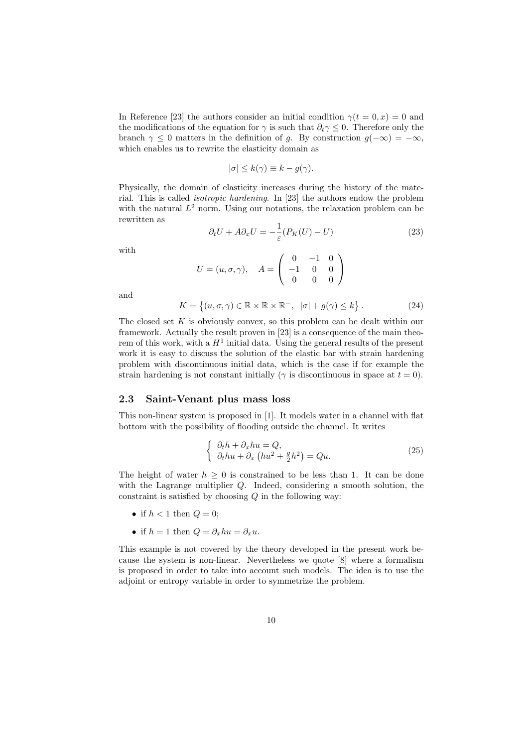In Reference [23] the authors consider an initial condition $\gamma(t=0,x)=0$ and the modifications of the equation for $\gamma$ is such that $\partial_t \gamma \leq 0$. Therefore only the branch $\gamma \leq 0$ matters in the definition of $g$. By construction $g(-\infty) = -\infty$, which enables us to rewrite the elasticity domain as

$$|\sigma| \leq k(\gamma) \equiv k - g(\gamma).$$

Physically, the domain of elasticity increases during the history of the material. This is called *isotropic hardening*. In [23] the authors endow the problem with the natural $L^2$ norm. Using our notations, the relaxation problem can be rewritten as

$$\partial_t U + A\partial_x U = -\frac{1}{\varepsilon}(P_K(U) - U) \tag{23}$$

with

$$U = (u, \sigma, \gamma), \quad A = \begin{pmatrix} 0 & -1 & 0 \\ -1 & 0 & 0 \\ 0 & 0 & 0 \end{pmatrix}$$

and

$$K = \left\{ (u, \sigma, \gamma) \in \mathbb{R} \times \mathbb{R} \times \mathbb{R}^-, \;\; |\sigma| + g(\gamma) \leq k \right\}. \tag{24}$$

The closed set $K$ is obviously convex, so this problem can be dealt within our framework. Actually the result proven in [23] is a consequence of the main theorem of this work, with a $H^1$ initial data. Using the general results of the present work it is easy to discuss the solution of the elastic bar with strain hardening problem with discontinuous initial data, which is the case if for example the strain hardening is not constant initially ($\gamma$ is discontinuous in space at $t=0$).

### 2.3 Saint-Venant plus mass loss

This non-linear system is proposed in [1]. It models water in a channel with flat bottom with the possibility of flooding outside the channel. It writes

$$\left\{ \begin{array}{l} \partial_t h + \partial_x hu = Q, \\ \partial_t hu + \partial_x \left( hu^2 + \frac{g}{2}h^2 \right) = Qu. \end{array} \right. \tag{25}$$

The height of water $h \geq 0$ is constrained to be less than 1. It can be done with the Lagrange multiplier $Q$. Indeed, considering a smooth solution, the constraint is satisfied by choosing $Q$ in the following way:

- if $h < 1$ then $Q = 0$;
- if $h = 1$ then $Q = \partial_x hu = \partial_x u$.

This example is not covered by the theory developed in the present work because the system is non-linear. Nevertheless we quote [8] where a formalism is proposed in order to take into account such models. The idea is to use the adjoint or entropy variable in order to symmetrize the problem.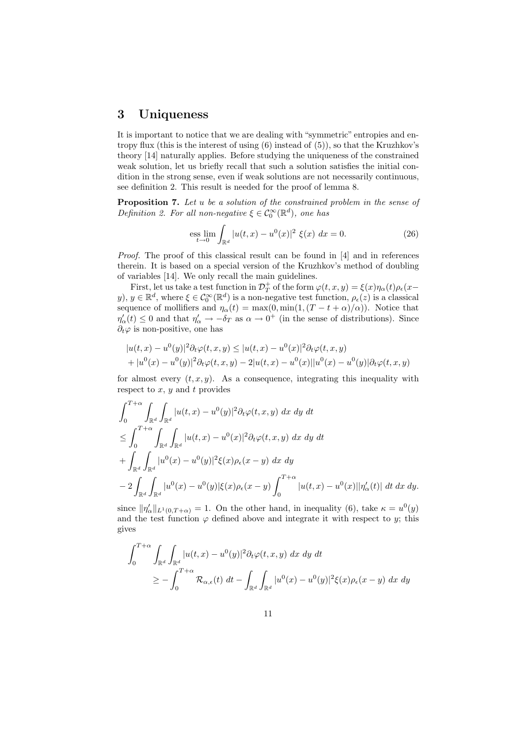# 3 Uniqueness

It is important to notice that we are dealing with "symmetric" entropies and entropy flux (this is the interest of using (6) instead of (5)), so that the Kruzhkov's theory [14] naturally applies. Before studying the uniqueness of the constrained weak solution, let us briefly recall that such a solution satisfies the initial condition in the strong sense, even if weak solutions are not necessarily continuous, see definition 2. This result is needed for the proof of lemma 8.

**Proposition 7.** *Let $u$ be a solution of the constrained problem in the sense of Definition 2. For all non-negative $\xi \in \mathcal{C}_0^\infty(\mathbb{R}^d)$, one has*

$$\operatorname*{ess\,lim}_{t\to 0} \int_{\mathbb{R}^d} |u(t,x) - u^0(x)|^2 \; \xi(x) \; dx = 0. \tag{26}$$

*Proof.* The proof of this classical result can be found in [4] and in references therein. It is based on a special version of the Kruzhkov's method of doubling of variables [14]. We only recall the main guidelines.

First, let us take a test function in $\mathcal{D}_T^+$ of the form $\varphi(t,x,y) = \xi(x)\eta_\alpha(t)\rho_\epsilon(x-y)$, $y \in \mathbb{R}^d$, where $\xi \in \mathcal{C}_0^\infty(\mathbb{R}^d)$ is a non-negative test function, $\rho_\epsilon(z)$ is a classical sequence of mollifiers and $\eta_\alpha(t) = \max(0, \min(1, (T-t+\alpha)/\alpha))$. Notice that $\eta'_\alpha(t) \le 0$ and that $\eta'_\alpha \to -\delta_T$ as $\alpha \to 0^+$ (in the sense of distributions). Since $\partial_t \varphi$ is non-positive, one has

$$\begin{aligned}
&|u(t,x) - u^0(y)|^2 \partial_t \varphi(t,x,y) \le |u(t,x) - u^0(x)|^2 \partial_t \varphi(t,x,y) \\
&+ |u^0(x) - u^0(y)|^2 \partial_t \varphi(t,x,y) - 2|u(t,x) - u^0(x)||u^0(x) - u^0(y)|\partial_t \varphi(t,x,y)
\end{aligned}$$

for almost every $(t,x,y)$. As a consequence, integrating this inequality with respect to $x$, $y$ and $t$ provides

$$\begin{aligned}
&\int_0^{T+\alpha} \int_{\mathbb{R}^d} \int_{\mathbb{R}^d} |u(t,x) - u^0(y)|^2 \partial_t \varphi(t,x,y) \; dx \; dy \; dt \\
&\le \int_0^{T+\alpha} \int_{\mathbb{R}^d} \int_{\mathbb{R}^d} |u(t,x) - u^0(x)|^2 \partial_t \varphi(t,x,y) \; dx \; dy \; dt \\
&+ \int_{\mathbb{R}^d} \int_{\mathbb{R}^d} |u^0(x) - u^0(y)|^2 \xi(x) \rho_\epsilon(x-y) \; dx \; dy \\
&- 2 \int_{\mathbb{R}^d} \int_{\mathbb{R}^d} |u^0(x) - u^0(y)| \xi(x) \rho_\epsilon(x-y) \int_0^{T+\alpha} |u(t,x) - u^0(x)||\eta'_\alpha(t)| \; dt \; dx \; dy.
\end{aligned}$$

since $\|\eta'_\alpha\|_{L^1(0,T+\alpha)} = 1$. On the other hand, in inequality (6), take $\kappa = u^0(y)$ and the test function $\varphi$ defined above and integrate it with respect to $y$; this gives

$$\begin{aligned}
&\int_0^{T+\alpha} \int_{\mathbb{R}^d} \int_{\mathbb{R}^d} |u(t,x) - u^0(y)|^2 \partial_t \varphi(t,x,y) \; dx \; dy \; dt \\
&\qquad \ge - \int_0^{T+\alpha} \mathcal{R}_{\alpha,\epsilon}(t) \; dt - \int_{\mathbb{R}^d} \int_{\mathbb{R}^d} |u^0(x) - u^0(y)|^2 \xi(x) \rho_\epsilon(x-y) \; dx \; dy
\end{aligned}$$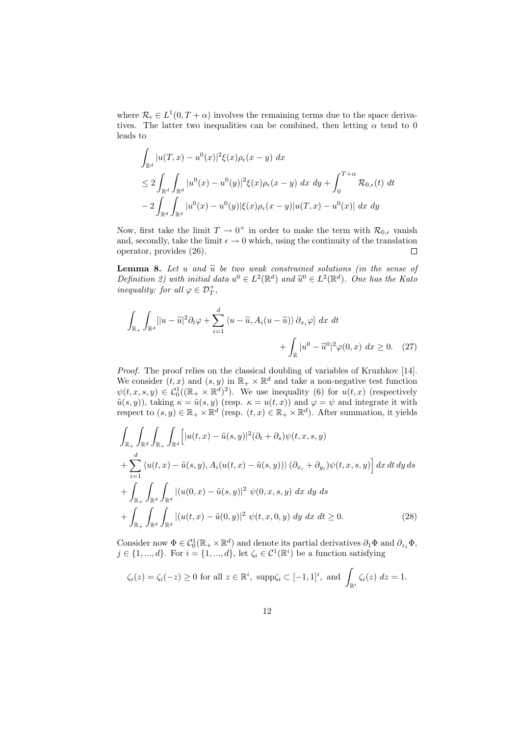where $\mathcal{R}_\epsilon \in L^1(0, T+\alpha)$ involves the remaining terms due to the space derivatives. The latter two inequalities can be combined, then letting $\alpha$ tend to 0 leads to

$$
\begin{aligned}
&\int_{\mathbb{R}^d} |u(T,x) - u^0(x)|^2 \xi(x) \rho_\epsilon(x-y)\ dx \\
&\leq 2 \int_{\mathbb{R}^d} \int_{\mathbb{R}^d} |u^0(x) - u^0(y)|^2 \xi(x) \rho_\epsilon(x-y)\ dx\ dy + \int_0^{T+\alpha} \mathcal{R}_{0,\epsilon}(t)\ dt \\
&- 2 \int_{\mathbb{R}^d} \int_{\mathbb{R}^d} |u^0(x) - u^0(y)| \xi(x) \rho_\epsilon(x-y) |u(T,x) - u^0(x)|\ dx\ dy
\end{aligned}
$$

Now, first take the limit $T \to 0^+$ in order to make the term with $\mathcal{R}_{0,\epsilon}$ vanish and, secondly, take the limit $\epsilon \to 0$ which, using the continuity of the translation operator, provides (26). $\square$

**Lemma 8.** *Let $u$ and $\widetilde{u}$ be two weak constrained solutions (in the sense of Definition 2) with initial data $u^0 \in L^2(\mathbb{R}^d)$ and $\widetilde{u}^0 \in L^2(\mathbb{R}^d)$. One has the Kato inequality: for all $\varphi \in \mathcal{D}_T^+$,*

$$
\int_{\mathbb{R}_+} \int_{\mathbb{R}^d} [|u - \widetilde{u}|^2 \partial_t \varphi + \sum_{i=1}^d \langle u - \widetilde{u}, A_i(u - \widetilde{u}) \rangle\, \partial_{x_i} \varphi]\ dx\ dt + \int_{\mathbb{R}} |u^0 - \widetilde{u}^0|^2 \varphi(0,x)\ dx \geq 0. \quad (27)
$$

*Proof.* The proof relies on the classical doubling of variables of Kruzhkov [14]. We consider $(t,x)$ and $(s,y)$ in $\mathbb{R}_+ \times \mathbb{R}^d$ and take a non-negative test function $\psi(t,x,s,y) \in \mathcal{C}_0^1((\mathbb{R}_+ \times \mathbb{R}^d)^2)$. We use inequality (6) for $u(t,x)$ (respectively $\tilde{u}(s,y)$), taking $\kappa = \tilde{u}(s,y)$ (resp. $\kappa = u(t,x)$) and $\varphi = \psi$ and integrate it with respect to $(s,y) \in \mathbb{R}_+ \times \mathbb{R}^d$ (resp. $(t,x) \in \mathbb{R}_+ \times \mathbb{R}^d$). After summation, it yields

$$
\begin{aligned}
&\int_{\mathbb{R}_+} \int_{\mathbb{R}^d} \int_{\mathbb{R}_+} \int_{\mathbb{R}^d} \Big[ |u(t,x) - \tilde{u}(s,y)|^2 (\partial_t + \partial_s) \psi(t,x,s,y) \\
&+ \sum_{i=1}^d \langle u(t,x) - \tilde{u}(s,y), A_i(u(t,x) - \tilde{u}(s,y)) \rangle\, (\partial_{x_i} + \partial_{y_i}) \psi(t,x,s,y) \Big]\, dx\, dt\, dy\, ds \\
&+ \int_{\mathbb{R}_+} \int_{\mathbb{R}^d} \int_{\mathbb{R}^d} |(u(0,x) - \tilde{u}(s,y)|^2\ \psi(0,x,s,y)\ dx\ dy\ ds \\
&+ \int_{\mathbb{R}_+} \int_{\mathbb{R}^d} \int_{\mathbb{R}^d} |(u(t,x) - \tilde{u}(0,y)|^2\ \psi(t,x,0,y)\ dy\ dx\ dt \geq 0. \qquad (28)
\end{aligned}
$$

Consider now $\Phi \in \mathcal{C}_0^1(\mathbb{R}_+ \times \mathbb{R}^d)$ and denote its partial derivatives $\partial_1 \Phi$ and $\partial_{z_j} \Phi$, $j \in \{1, ..., d\}$. For $i = \{1, ..., d\}$, let $\zeta_i \in \mathcal{C}^1(\mathbb{R}^i)$ be a function satisfying

$$
\zeta_i(z) = \zeta_i(-z) \geq 0 \text{ for all } z \in \mathbb{R}^i,\ \text{supp}\zeta_i \subset [-1,1]^i,\ \text{and } \int_{\mathbb{R}^i} \zeta_i(z)\ dz = 1.
$$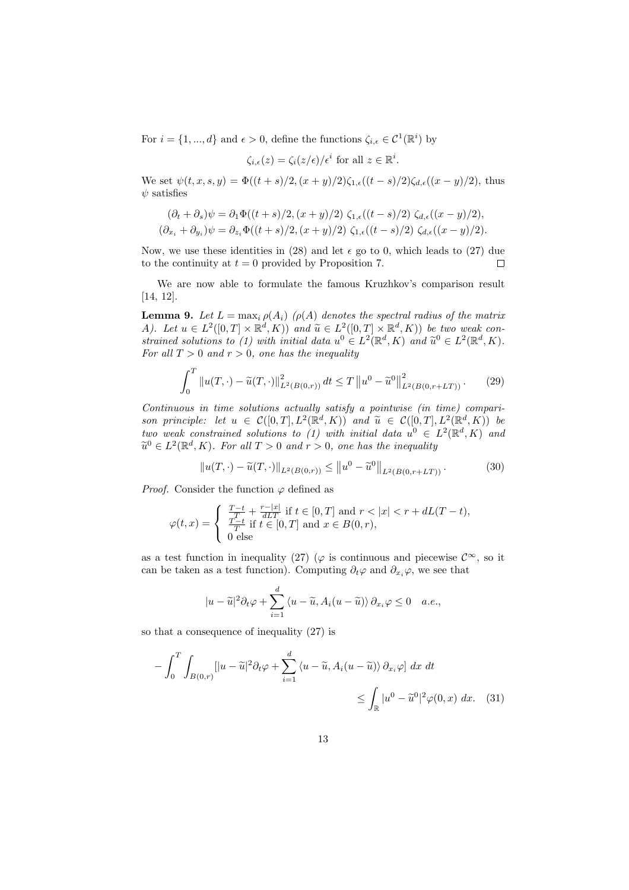For $i = \{1, ..., d\}$ and $\epsilon > 0$, define the functions $\zeta_{i,\epsilon} \in \mathcal{C}^1(\mathbb{R}^i)$ by

$$\zeta_{i,\epsilon}(z) = \zeta_i(z/\epsilon)/\epsilon^i \text{ for all } z \in \mathbb{R}^i.$$

We set $\psi(t, x, s, y) = \Phi((t+s)/2, (x+y)/2)\zeta_{1,\epsilon}((t-s)/2)\zeta_{d,\epsilon}((x-y)/2)$, thus $\psi$ satisfies

$$(\partial_t + \partial_s)\psi = \partial_1\Phi((t+s)/2, (x+y)/2)\ \zeta_{1,\epsilon}((t-s)/2)\ \zeta_{d,\epsilon}((x-y)/2),$$
$$(\partial_{x_i} + \partial_{y_i})\psi = \partial_{z_i}\Phi((t+s)/2, (x+y)/2)\ \zeta_{1,\epsilon}((t-s)/2)\ \zeta_{d,\epsilon}((x-y)/2).$$

Now, we use these identities in (28) and let $\epsilon$ go to 0, which leads to (27) due to the continuity at $t = 0$ provided by Proposition 7. $\square$

We are now able to formulate the famous Kruzhkov's comparison result [14, 12].

**Lemma 9.** *Let $L = \max_i \rho(A_i)$ ($\rho(A)$ denotes the spectral radius of the matrix $A$). Let $u \in L^2([0,T] \times \mathbb{R}^d, K))$ and $\widetilde{u} \in L^2([0,T] \times \mathbb{R}^d, K))$ be two weak constrained solutions to (1) with initial data $u^0 \in L^2(\mathbb{R}^d, K)$ and $\widetilde{u}^0 \in L^2(\mathbb{R}^d, K)$. For all $T > 0$ and $r > 0$, one has the inequality*

$$\int_0^T \|u(T,\cdot) - \widetilde{u}(T,\cdot)\|^2_{L^2(B(0,r))}\, dt \le T\left\|u^0 - \widetilde{u}^0\right\|^2_{L^2(B(0,r+LT))}. \tag{29}$$

*Continuous in time solutions actually satisfy a pointwise (in time) comparison principle: let $u \in \mathcal{C}([0,T], L^2(\mathbb{R}^d, K))$ and $\widetilde{u} \in \mathcal{C}([0,T], L^2(\mathbb{R}^d, K))$ be two weak constrained solutions to (1) with initial data $u^0 \in L^2(\mathbb{R}^d, K)$ and $\widetilde{u}^0 \in L^2(\mathbb{R}^d, K)$. For all $T > 0$ and $r > 0$, one has the inequality*

$$\|u(T,\cdot) - \widetilde{u}(T,\cdot)\|_{L^2(B(0,r))} \le \left\|u^0 - \widetilde{u}^0\right\|_{L^2(B(0,r+LT))}. \tag{30}$$

*Proof.* Consider the function $\varphi$ defined as

$$\varphi(t,x) = \begin{cases} \frac{T-t}{T} + \frac{r-|x|}{dLT} \text{ if } t \in [0,T] \text{ and } r < |x| < r + dL(T-t), \\ \frac{T-t}{T} \text{ if } t \in [0,T] \text{ and } x \in B(0,r), \\ 0 \text{ else} \end{cases}$$

as a test function in inequality (27) ($\varphi$ is continuous and piecewise $\mathcal{C}^\infty$, so it can be taken as a test function). Computing $\partial_t\varphi$ and $\partial_{x_i}\varphi$, we see that

$$|u - \widetilde{u}|^2\partial_t\varphi + \sum_{i=1}^d \langle u - \widetilde{u}, A_i(u - \widetilde{u})\rangle\, \partial_{x_i}\varphi \le 0 \quad a.e.,$$

so that a consequence of inequality (27) is

$$-\int_0^T \int_{B(0,r)} [|u - \widetilde{u}|^2\partial_t\varphi + \sum_{i=1}^d \langle u - \widetilde{u}, A_i(u - \widetilde{u})\rangle\, \partial_{x_i}\varphi]\ dx\ dt \le \int_{\mathbb{R}} |u^0 - \widetilde{u}^0|^2\varphi(0,x)\ dx. \tag{31}$$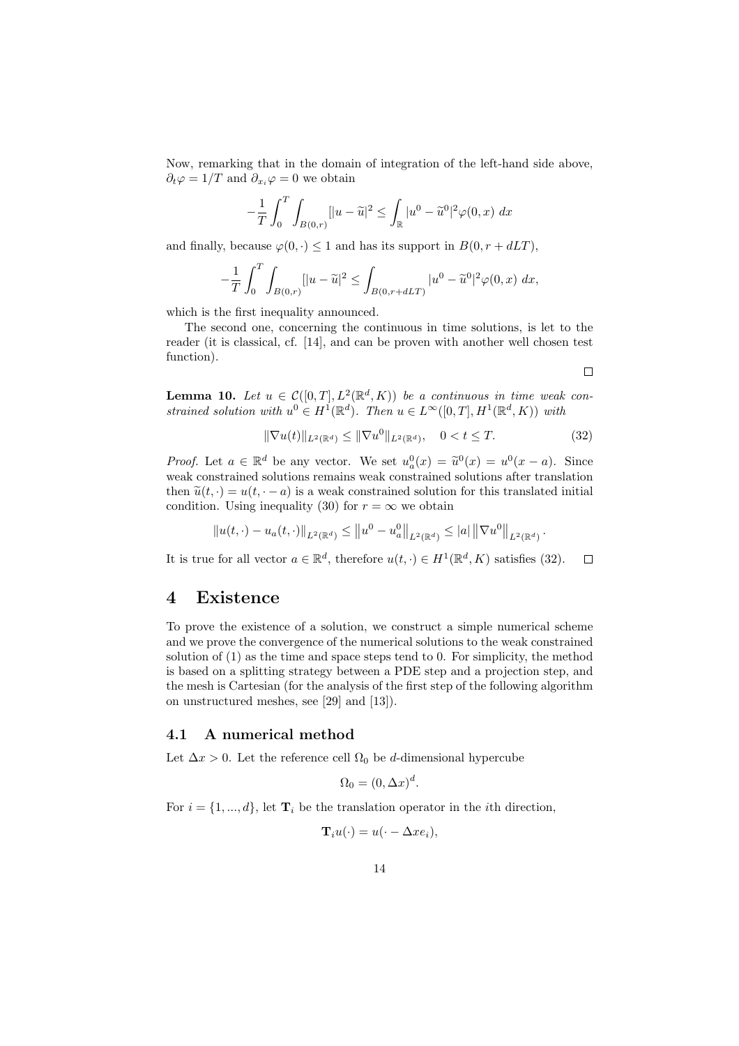Now, remarking that in the domain of integration of the left-hand side above, $\partial_t \varphi = 1/T$ and $\partial_{x_i} \varphi = 0$ we obtain

$$-\frac{1}{T}\int_0^T \int_{B(0,r)} [|u - \widetilde{u}|^2 \leq \int_{\mathbb{R}} |u^0 - \widetilde{u}^0|^2 \varphi(0,x)\ dx$$

and finally, because $\varphi(0,\cdot) \leq 1$ and has its support in $B(0, r + dLT)$,

$$-\frac{1}{T}\int_0^T \int_{B(0,r)} [|u - \widetilde{u}|^2 \leq \int_{B(0,r+dLT)} |u^0 - \widetilde{u}^0|^2 \varphi(0,x)\ dx,$$

which is the first inequality announced.

The second one, concerning the continuous in time solutions, is let to the reader (it is classical, cf. [14], and can be proven with another well chosen test function).

□

**Lemma 10.** *Let $u \in \mathcal{C}([0,T], L^2(\mathbb{R}^d, K))$ be a continuous in time weak constrained solution with $u^0 \in H^1(\mathbb{R}^d)$. Then $u \in L^\infty([0,T], H^1(\mathbb{R}^d, K))$ with*

$$\|\nabla u(t)\|_{L^2(\mathbb{R}^d)} \leq \|\nabla u^0\|_{L^2(\mathbb{R}^d)}, \quad 0 < t \leq T. \tag{32}$$

*Proof.* Let $a \in \mathbb{R}^d$ be any vector. We set $u_a^0(x) = \widetilde{u}^0(x) = u^0(x - a)$. Since weak constrained solutions remains weak constrained solutions after translation then $\widetilde{u}(t,\cdot) = u(t, \cdot - a)$ is a weak constrained solution for this translated initial condition. Using inequality (30) for $r = \infty$ we obtain

$$\|u(t,\cdot) - u_a(t,\cdot)\|_{L^2(\mathbb{R}^d)} \leq \left\|u^0 - u_a^0\right\|_{L^2(\mathbb{R}^d)} \leq |a| \left\|\nabla u^0\right\|_{L^2(\mathbb{R}^d)}.$$

It is true for all vector $a \in \mathbb{R}^d$, therefore $u(t,\cdot) \in H^1(\mathbb{R}^d, K)$ satisfies (32). □

# 4 Existence

To prove the existence of a solution, we construct a simple numerical scheme and we prove the convergence of the numerical solutions to the weak constrained solution of (1) as the time and space steps tend to 0. For simplicity, the method is based on a splitting strategy between a PDE step and a projection step, and the mesh is Cartesian (for the analysis of the first step of the following algorithm on unstructured meshes, see [29] and [13]).

## 4.1 A numerical method

Let $\Delta x > 0$. Let the reference cell $\Omega_0$ be $d$-dimensional hypercube

$$\Omega_0 = (0, \Delta x)^d.$$

For $i = \{1, ..., d\}$, let $\mathbf{T}_i$ be the translation operator in the $i$th direction,

$$\mathbf{T}_i u(\cdot) = u(\cdot - \Delta x e_i),$$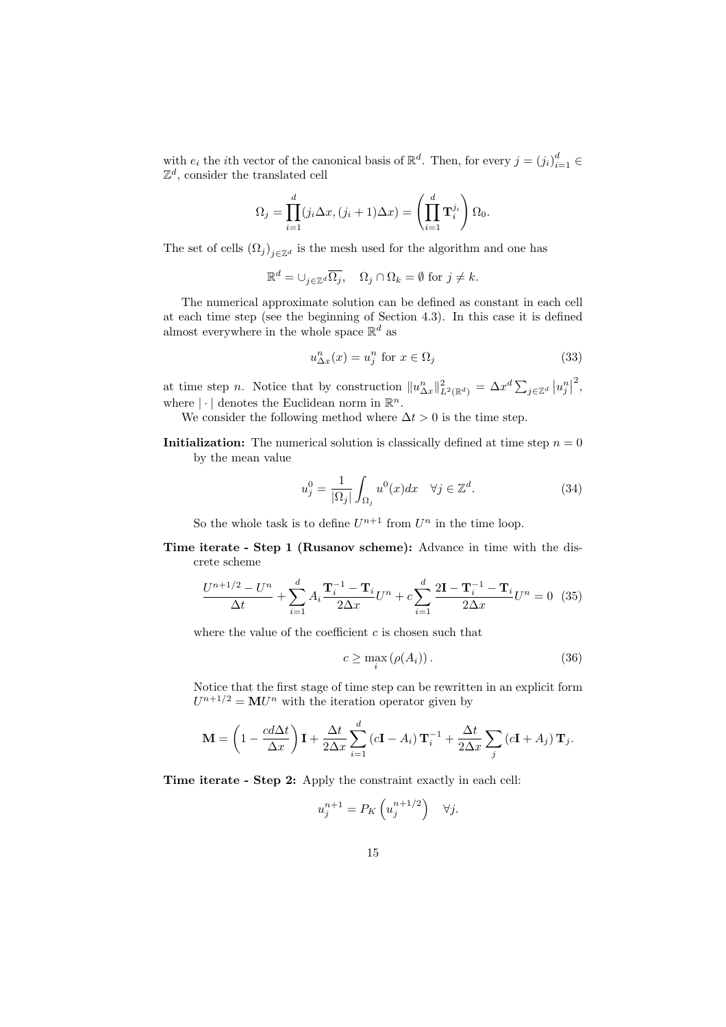with $e_i$ the $i$th vector of the canonical basis of $\mathbb{R}^d$. Then, for every $j = (j_i)_{i=1}^d \in \mathbb{Z}^d$, consider the translated cell

$$\Omega_j = \prod_{i=1}^d (j_i \Delta x, (j_i + 1)\Delta x) = \left( \prod_{i=1}^d \mathbf{T}_i^{j_i} \right) \Omega_0.$$

The set of cells $(\Omega_j)_{j \in \mathbb{Z}^d}$ is the mesh used for the algorithm and one has

$$\mathbb{R}^d = \cup_{j \in \mathbb{Z}^d} \overline{\Omega_j}, \quad \Omega_j \cap \Omega_k = \emptyset \text{ for } j \neq k.$$

The numerical approximate solution can be defined as constant in each cell at each time step (see the beginning of Section 4.3). In this case it is defined almost everywhere in the whole space $\mathbb{R}^d$ as

$$u_{\Delta x}^n(x) = u_j^n \text{ for } x \in \Omega_j \tag{33}$$

at time step $n$. Notice that by construction $\|u_{\Delta x}^n\|_{L^2(\mathbb{R}^d)}^2 = \Delta x^d \sum_{j \in \mathbb{Z}^d} \left| u_j^n \right|^2$, where $|\cdot|$ denotes the Euclidean norm in $\mathbb{R}^n$.

We consider the following method where $\Delta t > 0$ is the time step.

**Initialization:** The numerical solution is classically defined at time step $n = 0$ by the mean value

$$u_j^0 = \frac{1}{|\Omega_j|} \int_{\Omega_j} u^0(x) dx \quad \forall j \in \mathbb{Z}^d. \tag{34}$$

So the whole task is to define $U^{n+1}$ from $U^n$ in the time loop.

**Time iterate - Step 1 (Rusanov scheme):** Advance in time with the discrete scheme

$$\frac{U^{n+1/2} - U^n}{\Delta t} + \sum_{i=1}^d A_i \frac{\mathbf{T}_i^{-1} - \mathbf{T}_i}{2\Delta x} U^n + c \sum_{i=1}^d \frac{2\mathbf{I} - \mathbf{T}_i^{-1} - \mathbf{T}_i}{2\Delta x} U^n = 0 \tag{35}$$

where the value of the coefficient $c$ is chosen such that

$$c \geq \max_i \left( \rho(A_i) \right). \tag{36}$$

Notice that the first stage of time step can be rewritten in an explicit form $U^{n+1/2} = \mathbf{M} U^n$ with the iteration operator given by

$$\mathbf{M} = \left( 1 - \frac{cd\Delta t}{\Delta x} \right) \mathbf{I} + \frac{\Delta t}{2\Delta x} \sum_{i=1}^d \left( c\mathbf{I} - A_i \right) \mathbf{T}_i^{-1} + \frac{\Delta t}{2\Delta x} \sum_j \left( c\mathbf{I} + A_j \right) \mathbf{T}_j.$$

**Time iterate - Step 2:** Apply the constraint exactly in each cell:

$$u_j^{n+1} = P_K \left( u_j^{n+1/2} \right) \quad \forall j.$$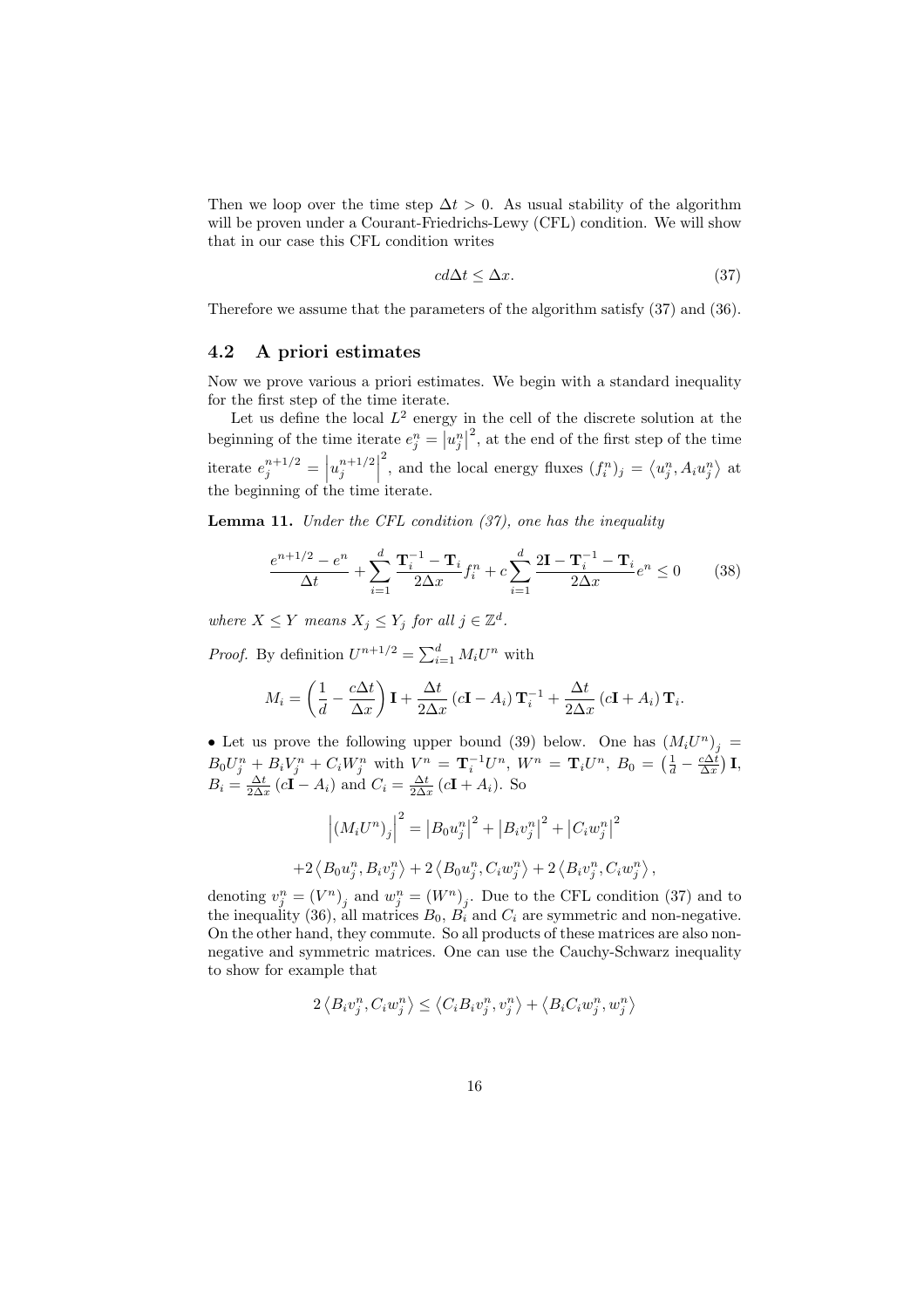Then we loop over the time step $\Delta t > 0$. As usual stability of the algorithm will be proven under a Courant-Friedrichs-Lewy (CFL) condition. We will show that in our case this CFL condition writes

$$
cd\Delta t \leq \Delta x. \tag{37}
$$

Therefore we assume that the parameters of the algorithm satisfy (37) and (36).

## 4.2 A priori estimates

Now we prove various a priori estimates. We begin with a standard inequality for the first step of the time iterate.

Let us define the local $L^2$ energy in the cell of the discrete solution at the beginning of the time iterate $e_j^n = \left|u_j^n\right|^2$, at the end of the first step of the time iterate $e_j^{n+1/2} = \left|u_j^{n+1/2}\right|^2$, and the local energy fluxes $(f_i^n)_j = \left\langle u_j^n, A_i u_j^n \right\rangle$ at the beginning of the time iterate.

**Lemma 11.** *Under the CFL condition (37), one has the inequality*

$$
\frac{e^{n+1/2} - e^n}{\Delta t} + \sum_{i=1}^{d} \frac{\mathbf{T}_i^{-1} - \mathbf{T}_i}{2\Delta x} f_i^n + c \sum_{i=1}^{d} \frac{2\mathbf{I} - \mathbf{T}_i^{-1} - \mathbf{T}_i}{2\Delta x} e^n \leq 0 \tag{38}
$$

*where $X \leq Y$ means $X_j \leq Y_j$ for all $j \in \mathbb{Z}^d$.*

*Proof.* By definition $U^{n+1/2} = \sum_{i=1}^{d} M_i U^n$ with

$$
M_i = \left(\frac{1}{d} - \frac{c\Delta t}{\Delta x}\right)\mathbf{I} + \frac{\Delta t}{2\Delta x}\left(c\mathbf{I} - A_i\right)\mathbf{T}_i^{-1} + \frac{\Delta t}{2\Delta x}\left(c\mathbf{I} + A_i\right)\mathbf{T}_i.
$$

• Let us prove the following upper bound (39) below. One has $\left(M_i U^n\right)_j = B_0 U_j^n + B_i V_j^n + C_i W_j^n$ with $V^n = \mathbf{T}_i^{-1} U^n$, $W^n = \mathbf{T}_i U^n$, $B_0 = \left(\frac{1}{d} - \frac{c\Delta t}{\Delta x}\right)\mathbf{I}$, $B_i = \frac{\Delta t}{2\Delta x}\left(c\mathbf{I} - A_i\right)$ and $C_i = \frac{\Delta t}{2\Delta x}\left(c\mathbf{I} + A_i\right)$. So

$$
\left|\left(M_i U^n\right)_j\right|^2 = \left|B_0 u_j^n\right|^2 + \left|B_i v_j^n\right|^2 + \left|C_i w_j^n\right|^2
$$

$$
+2\left\langle B_0 u_j^n, B_i v_j^n \right\rangle + 2\left\langle B_0 u_j^n, C_i w_j^n \right\rangle + 2\left\langle B_i v_j^n, C_i w_j^n \right\rangle,
$$

denoting $v_j^n = \left(V^n\right)_j$ and $w_j^n = \left(W^n\right)_j$. Due to the CFL condition (37) and to the inequality (36), all matrices $B_0$, $B_i$ and $C_i$ are symmetric and non-negative. On the other hand, they commute. So all products of these matrices are also non-negative and symmetric matrices. One can use the Cauchy-Schwarz inequality to show for example that

$$
2\left\langle B_i v_j^n, C_i w_j^n \right\rangle \leq \left\langle C_i B_i v_j^n, v_j^n \right\rangle + \left\langle B_i C_i w_j^n, w_j^n \right\rangle
$$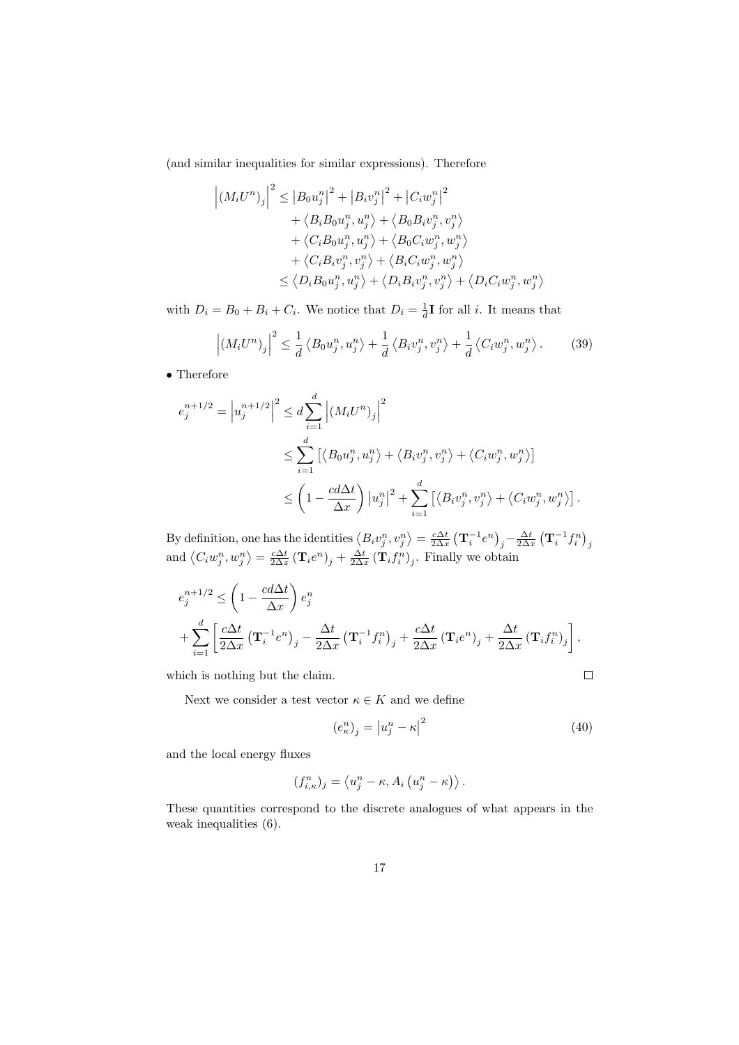(and similar inequalities for similar expressions). Therefore

$$
\begin{aligned}
\left|(M_iU^n)_j\right|^2 \leq & \left|B_0 u_j^n\right|^2 + \left|B_i v_j^n\right|^2 + \left|C_i w_j^n\right|^2 \\
& + \left\langle B_i B_0 u_j^n, u_j^n \right\rangle + \left\langle B_0 B_i v_j^n, v_j^n \right\rangle \\
& + \left\langle C_i B_0 u_j^n, u_j^n \right\rangle + \left\langle B_0 C_i w_j^n, w_j^n \right\rangle \\
& + \left\langle C_i B_i v_j^n, v_j^n \right\rangle + \left\langle B_i C_i w_j^n, w_j^n \right\rangle \\
\leq & \left\langle D_i B_0 u_j^n, u_j^n \right\rangle + \left\langle D_i B_i v_j^n, v_j^n \right\rangle + \left\langle D_i C_i w_j^n, w_j^n \right\rangle
\end{aligned}
$$

with $D_i = B_0 + B_i + C_i$. We notice that $D_i = \frac{1}{d}\mathbf{I}$ for all $i$. It means that

$$
\left|(M_iU^n)_j\right|^2 \leq \frac{1}{d}\left\langle B_0 u_j^n, u_j^n \right\rangle + \frac{1}{d}\left\langle B_i v_j^n, v_j^n \right\rangle + \frac{1}{d}\left\langle C_i w_j^n, w_j^n \right\rangle. \tag{39}
$$

• Therefore

$$
\begin{aligned}
e_j^{n+1/2} = \left|u_j^{n+1/2}\right|^2 & \leq d \sum_{i=1}^{d} \left|(M_iU^n)_j\right|^2 \\
& \leq \sum_{i=1}^{d} \left[\left\langle B_0 u_j^n, u_j^n \right\rangle + \left\langle B_i v_j^n, v_j^n \right\rangle + \left\langle C_i w_j^n, w_j^n \right\rangle\right] \\
& \leq \left(1 - \frac{cd\Delta t}{\Delta x}\right)\left|u_j^n\right|^2 + \sum_{i=1}^{d}\left[\left\langle B_i v_j^n, v_j^n \right\rangle + \left\langle C_i w_j^n, w_j^n \right\rangle\right].
\end{aligned}
$$

By definition, one has the identities $\left\langle B_i v_j^n, v_j^n \right\rangle = \frac{c\Delta t}{2\Delta x}\left(\mathbf{T}_i^{-1}e^n\right)_j - \frac{\Delta t}{2\Delta x}\left(\mathbf{T}_i^{-1}f_i^n\right)_j$ and $\left\langle C_i w_j^n, w_j^n \right\rangle = \frac{c\Delta t}{2\Delta x}\left(\mathbf{T}_i e^n\right)_j + \frac{\Delta t}{2\Delta x}\left(\mathbf{T}_i f_i^n\right)_j$. Finally we obtain

$$
\begin{aligned}
& e_j^{n+1/2} \leq \left(1 - \frac{cd\Delta t}{\Delta x}\right) e_j^n \\
& + \sum_{i=1}^{d}\left[\frac{c\Delta t}{2\Delta x}\left(\mathbf{T}_i^{-1}e^n\right)_j - \frac{\Delta t}{2\Delta x}\left(\mathbf{T}_i^{-1}f_i^n\right)_j + \frac{c\Delta t}{2\Delta x}\left(\mathbf{T}_i e^n\right)_j + \frac{\Delta t}{2\Delta x}\left(\mathbf{T}_i f_i^n\right)_j\right],
\end{aligned}
$$

which is nothing but the claim. □

Next we consider a test vector $\kappa \in K$ and we define

$$
(e_\kappa^n)_j = \left|u_j^n - \kappa\right|^2 \tag{40}
$$

and the local energy fluxes

$$
(f_{i,\kappa}^n)_j = \left\langle u_j^n - \kappa, A_i\left(u_j^n - \kappa\right)\right\rangle.
$$

These quantities correspond to the discrete analogues of what appears in the weak inequalities (6).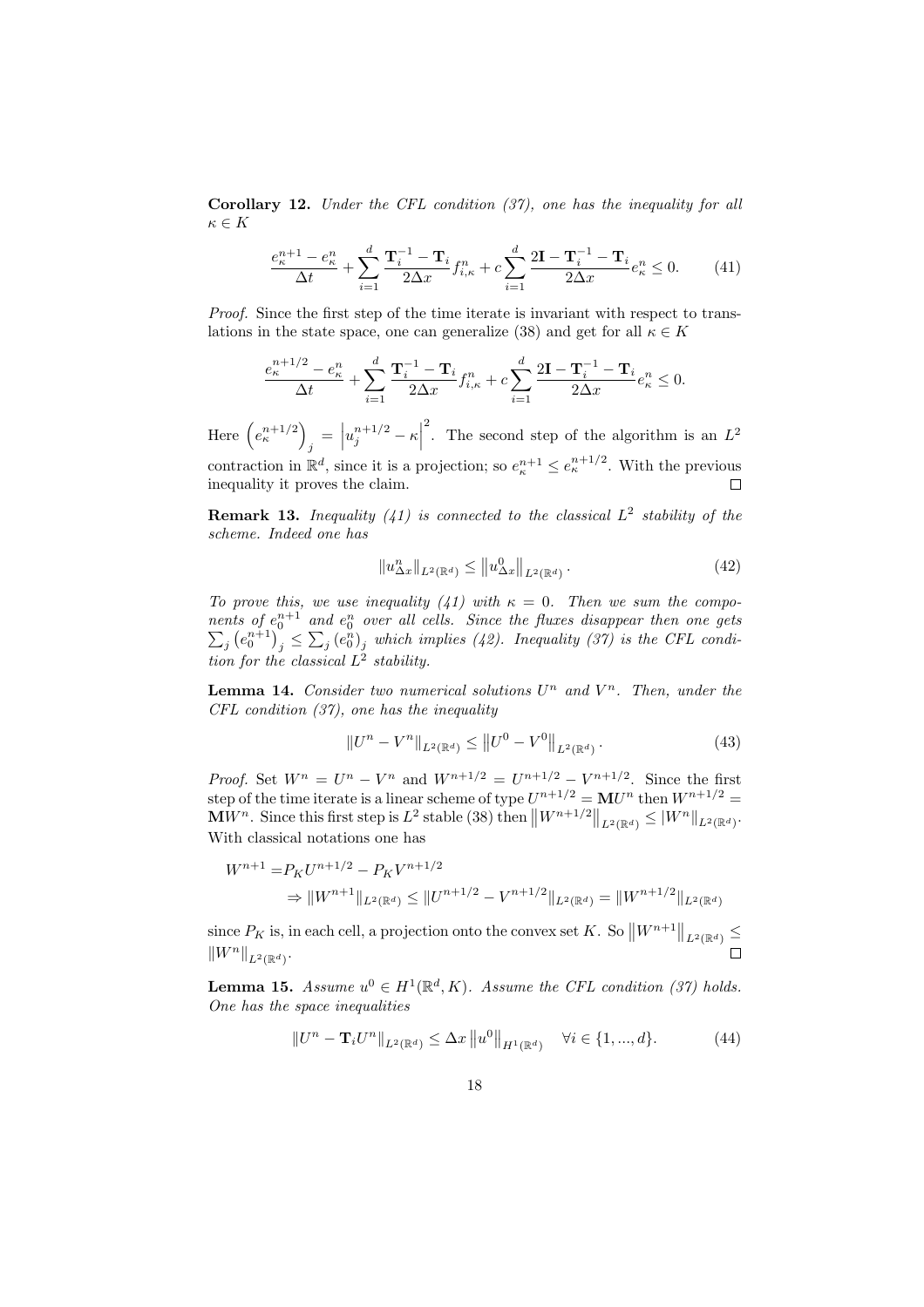**Corollary 12.** *Under the CFL condition (37), one has the inequality for all $\kappa \in K$*

$$\frac{e_\kappa^{n+1} - e_\kappa^n}{\Delta t} + \sum_{i=1}^d \frac{\mathbf{T}_i^{-1} - \mathbf{T}_i}{2\Delta x} f_{i,\kappa}^n + c \sum_{i=1}^d \frac{2\mathbf{I} - \mathbf{T}_i^{-1} - \mathbf{T}_i}{2\Delta x} e_\kappa^n \leq 0. \tag{41}$$

*Proof.* Since the first step of the time iterate is invariant with respect to translations in the state space, one can generalize (38) and get for all $\kappa \in K$

$$\frac{e_\kappa^{n+1/2} - e_\kappa^n}{\Delta t} + \sum_{i=1}^d \frac{\mathbf{T}_i^{-1} - \mathbf{T}_i}{2\Delta x} f_{i,\kappa}^n + c \sum_{i=1}^d \frac{2\mathbf{I} - \mathbf{T}_i^{-1} - \mathbf{T}_i}{2\Delta x} e_\kappa^n \leq 0.$$

Here $\left(e_\kappa^{n+1/2}\right)_j = \left|u_j^{n+1/2} - \kappa\right|^2$. The second step of the algorithm is an $L^2$ contraction in $\mathbb{R}^d$, since it is a projection; so $e_\kappa^{n+1} \leq e_\kappa^{n+1/2}$. With the previous inequality it proves the claim. □

**Remark 13.** *Inequality (41) is connected to the classical $L^2$ stability of the scheme. Indeed one has*

$$\|u_{\Delta x}^n\|_{L^2(\mathbb{R}^d)} \leq \|u_{\Delta x}^0\|_{L^2(\mathbb{R}^d)}. \tag{42}$$

*To prove this, we use inequality (41) with $\kappa = 0$. Then we sum the components of $e_0^{n+1}$ and $e_0^n$ over all cells. Since the fluxes disappear then one gets $\sum_j \left(e_0^{n+1}\right)_j \leq \sum_j \left(e_0^n\right)_j$ which implies (42). Inequality (37) is the CFL condition for the classical $L^2$ stability.*

**Lemma 14.** *Consider two numerical solutions $U^n$ and $V^n$. Then, under the CFL condition (37), one has the inequality*

$$\|U^n - V^n\|_{L^2(\mathbb{R}^d)} \leq \|U^0 - V^0\|_{L^2(\mathbb{R}^d)}. \tag{43}$$

*Proof.* Set $W^n = U^n - V^n$ and $W^{n+1/2} = U^{n+1/2} - V^{n+1/2}$. Since the first step of the time iterate is a linear scheme of type $U^{n+1/2} = \mathbf{M}U^n$ then $W^{n+1/2} = \mathbf{M}W^n$. Since this first step is $L^2$ stable (38) then $\|W^{n+1/2}\|_{L^2(\mathbb{R}^d)} \leq |W^n|_{L^2(\mathbb{R}^d)}$. With classical notations one has

$$\begin{aligned}
W^{n+1} =& P_K U^{n+1/2} - P_K V^{n+1/2} \\
&\Rightarrow \|W^{n+1}\|_{L^2(\mathbb{R}^d)} \leq \|U^{n+1/2} - V^{n+1/2}\|_{L^2(\mathbb{R}^d)} = \|W^{n+1/2}\|_{L^2(\mathbb{R}^d)}
\end{aligned}$$

since $P_K$ is, in each cell, a projection onto the convex set $K$. So $\|W^{n+1}\|_{L^2(\mathbb{R}^d)} \leq \|W^n\|_{L^2(\mathbb{R}^d)}$. □

**Lemma 15.** *Assume $u^0 \in H^1(\mathbb{R}^d, K)$. Assume the CFL condition (37) holds. One has the space inequalities*

$$\|U^n - \mathbf{T}_i U^n\|_{L^2(\mathbb{R}^d)} \leq \Delta x \|u^0\|_{H^1(\mathbb{R}^d)} \quad \forall i \in \{1, ..., d\}. \tag{44}$$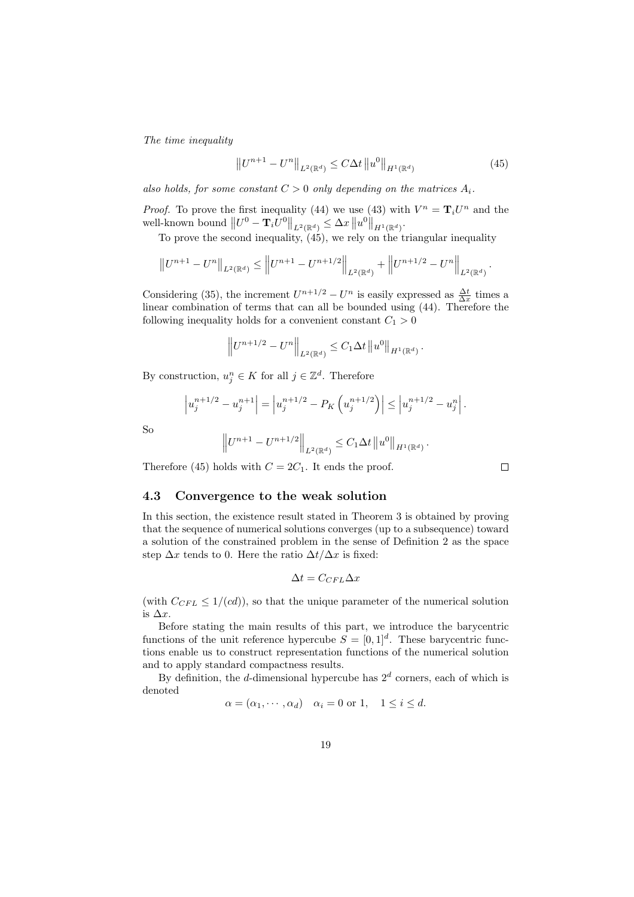*The time inequality*

$$\left\|U^{n+1} - U^n\right\|_{L^2(\mathbb{R}^d)} \leq C\Delta t \left\|u^0\right\|_{H^1(\mathbb{R}^d)} \tag{45}$$

*also holds, for some constant $C > 0$ only depending on the matrices $A_i$.*

*Proof.* To prove the first inequality (44) we use (43) with $V^n = \mathbf{T}_i U^n$ and the well-known bound $\left\|U^0 - \mathbf{T}_i U^0\right\|_{L^2(\mathbb{R}^d)} \leq \Delta x \left\|u^0\right\|_{H^1(\mathbb{R}^d)}$.

To prove the second inequality, (45), we rely on the triangular inequality

$$\left\|U^{n+1} - U^n\right\|_{L^2(\mathbb{R}^d)} \leq \left\|U^{n+1} - U^{n+1/2}\right\|_{L^2(\mathbb{R}^d)} + \left\|U^{n+1/2} - U^n\right\|_{L^2(\mathbb{R}^d)}.$$

Considering (35), the increment $U^{n+1/2} - U^n$ is easily expressed as $\frac{\Delta t}{\Delta x}$ times a linear combination of terms that can all be bounded using (44). Therefore the following inequality holds for a convenient constant $C_1 > 0$

$$\left\|U^{n+1/2} - U^n\right\|_{L^2(\mathbb{R}^d)} \leq C_1 \Delta t \left\|u^0\right\|_{H^1(\mathbb{R}^d)}.$$

By construction, $u_j^n \in K$ for all $j \in \mathbb{Z}^d$. Therefore

$$\left|u_j^{n+1/2} - u_j^{n+1}\right| = \left|u_j^{n+1/2} - P_K\left(u_j^{n+1/2}\right)\right| \leq \left|u_j^{n+1/2} - u_j^n\right|.$$

So

$$\left\|U^{n+1} - U^{n+1/2}\right\|_{L^2(\mathbb{R}^d)} \leq C_1 \Delta t \left\|u^0\right\|_{H^1(\mathbb{R}^d)}.$$

Therefore (45) holds with $C = 2C_1$. It ends the proof. □

### 4.3 Convergence to the weak solution

In this section, the existence result stated in Theorem 3 is obtained by proving that the sequence of numerical solutions converges (up to a subsequence) toward a solution of the constrained problem in the sense of Definition 2 as the space step $\Delta x$ tends to 0. Here the ratio $\Delta t / \Delta x$ is fixed:

$$\Delta t = C_{CFL} \Delta x$$

(with $C_{CFL} \leq 1/(cd)$), so that the unique parameter of the numerical solution is $\Delta x$.

Before stating the main results of this part, we introduce the barycentric functions of the unit reference hypercube $S = [0, 1]^d$. These barycentric functions enable us to construct representation functions of the numerical solution and to apply standard compactness results.

By definition, the $d$-dimensional hypercube has $2^d$ corners, each of which is denoted

$$\alpha = (\alpha_1, \cdots, \alpha_d) \quad \alpha_i = 0 \text{ or } 1, \quad 1 \leq i \leq d.$$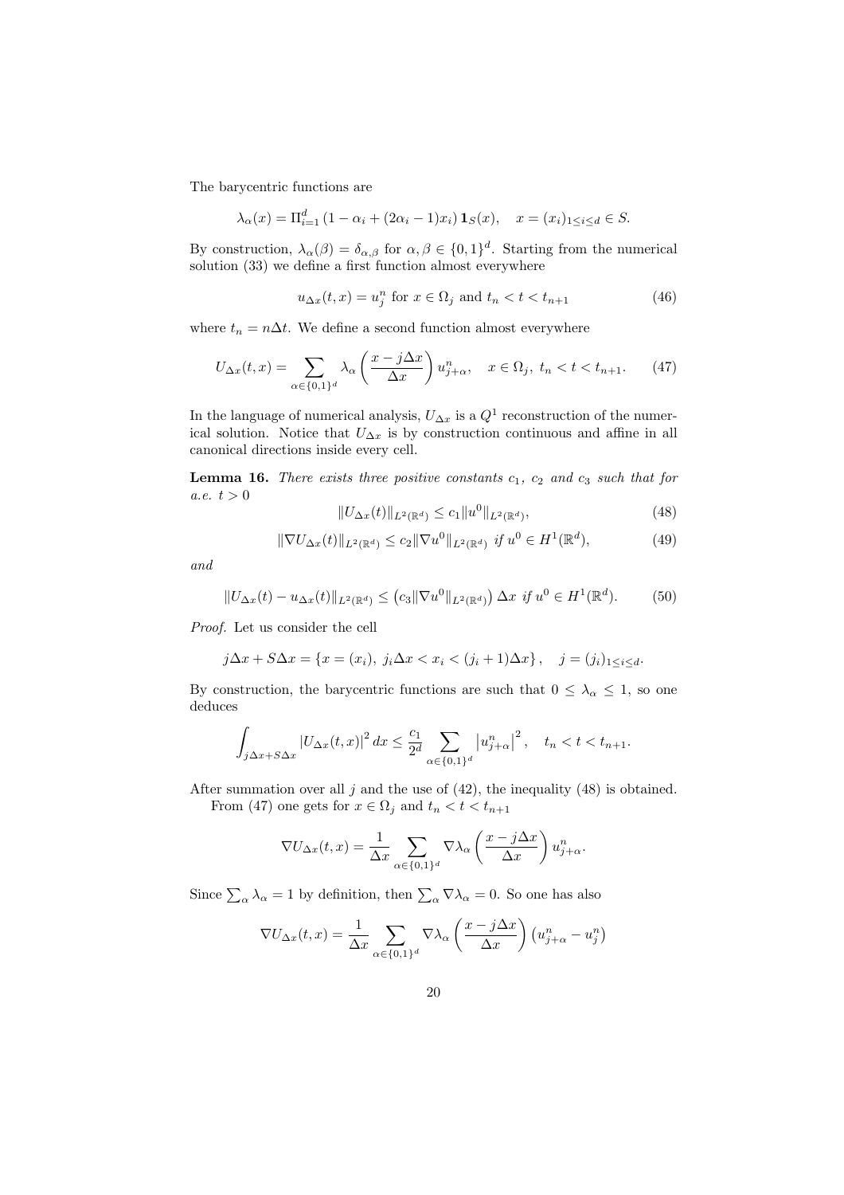The barycentric functions are

$$\lambda_\alpha(x) = \Pi_{i=1}^d \left(1 - \alpha_i + (2\alpha_i - 1)x_i\right) \mathbf{1}_S(x), \quad x = (x_i)_{1 \le i \le d} \in S.$$

By construction, $\lambda_\alpha(\beta) = \delta_{\alpha,\beta}$ for $\alpha, \beta \in \{0,1\}^d$. Starting from the numerical solution (33) we define a first function almost everywhere

$$u_{\Delta x}(t,x) = u_j^n \text{ for } x \in \Omega_j \text{ and } t_n < t < t_{n+1} \tag{46}$$

where $t_n = n\Delta t$. We define a second function almost everywhere

$$U_{\Delta x}(t,x) = \sum_{\alpha \in \{0,1\}^d} \lambda_\alpha\left(\frac{x - j\Delta x}{\Delta x}\right) u_{j+\alpha}^n, \quad x \in \Omega_j,\ t_n < t < t_{n+1}. \tag{47}$$

In the language of numerical analysis, $U_{\Delta x}$ is a $Q^1$ reconstruction of the numerical solution. Notice that $U_{\Delta x}$ is by construction continuous and affine in all canonical directions inside every cell.

**Lemma 16.** *There exists three positive constants $c_1$, $c_2$ and $c_3$ such that for a.e. $t > 0$*

$$\|U_{\Delta x}(t)\|_{L^2(\mathbb{R}^d)} \le c_1 \|u^0\|_{L^2(\mathbb{R}^d)}, \tag{48}$$

$$\|\nabla U_{\Delta x}(t)\|_{L^2(\mathbb{R}^d)} \le c_2 \|\nabla u^0\|_{L^2(\mathbb{R}^d)} \text{ if } u^0 \in H^1(\mathbb{R}^d), \tag{49}$$

*and*

$$\|U_{\Delta x}(t) - u_{\Delta x}(t)\|_{L^2(\mathbb{R}^d)} \le \left(c_3 \|\nabla u^0\|_{L^2(\mathbb{R}^d)}\right) \Delta x \text{ if } u^0 \in H^1(\mathbb{R}^d). \tag{50}$$

*Proof.* Let us consider the cell

$$j\Delta x + S\Delta x = \{x = (x_i),\ j_i \Delta x < x_i < (j_i + 1)\Delta x\}, \quad j = (j_i)_{1 \le i \le d}.$$

By construction, the barycentric functions are such that $0 \le \lambda_\alpha \le 1$, so one deduces

$$\int_{j\Delta x + S\Delta x} |U_{\Delta x}(t,x)|^2 \, dx \le \frac{c_1}{2^d} \sum_{\alpha \in \{0,1\}^d} \left|u_{j+\alpha}^n\right|^2, \quad t_n < t < t_{n+1}.$$

After summation over all $j$ and the use of (42), the inequality (48) is obtained.

From (47) one gets for $x \in \Omega_j$ and $t_n < t < t_{n+1}$

$$\nabla U_{\Delta x}(t,x) = \frac{1}{\Delta x} \sum_{\alpha \in \{0,1\}^d} \nabla \lambda_\alpha \left(\frac{x - j\Delta x}{\Delta x}\right) u_{j+\alpha}^n.$$

Since $\sum_\alpha \lambda_\alpha = 1$ by definition, then $\sum_\alpha \nabla \lambda_\alpha = 0$. So one has also

$$\nabla U_{\Delta x}(t,x) = \frac{1}{\Delta x} \sum_{\alpha \in \{0,1\}^d} \nabla \lambda_\alpha \left(\frac{x - j\Delta x}{\Delta x}\right) \left(u_{j+\alpha}^n - u_j^n\right)$$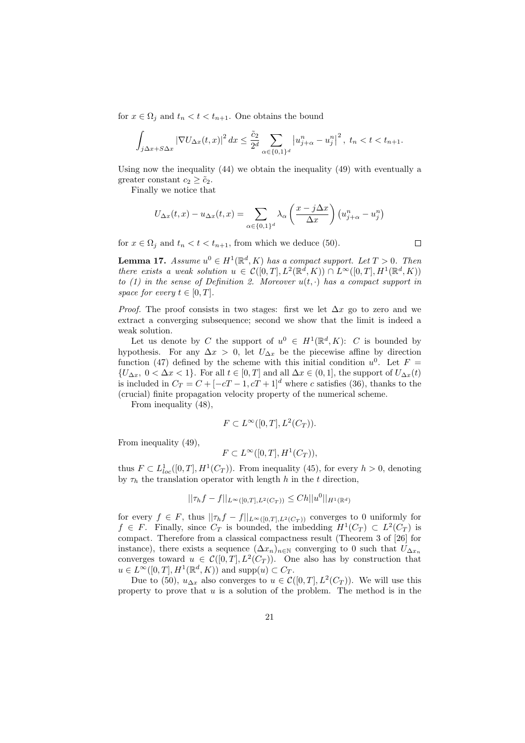for $x \in \Omega_j$ and $t_n < t < t_{n+1}$. One obtains the bound

$$\int_{j\Delta x + S\Delta x} |\nabla U_{\Delta x}(t,x)|^2 \, dx \leq \frac{\tilde{c}_2}{2^d} \sum_{\alpha \in \{0,1\}^d} \left| u_{j+\alpha}^n - u_j^n \right|^2, \; t_n < t < t_{n+1}.$$

Using now the inequality (44) we obtain the inequality (49) with eventually a greater constant $c_2 \geq \tilde{c}_2$.

Finally we notice that

$$U_{\Delta x}(t,x) - u_{\Delta x}(t,x) = \sum_{\alpha \in \{0,1\}^d} \lambda_\alpha \left( \frac{x - j\Delta x}{\Delta x} \right) \left( u_{j+\alpha}^n - u_j^n \right)$$

for $x \in \Omega_j$ and $t_n < t < t_{n+1}$, from which we deduce (50). $\square$

**Lemma 17.** *Assume $u^0 \in H^1(\mathbb{R}^d, K)$ has a compact support. Let $T > 0$. Then there exists a weak solution $u \in \mathcal{C}([0,T], L^2(\mathbb{R}^d, K)) \cap L^\infty([0,T], H^1(\mathbb{R}^d, K))$ to (1) in the sense of Definition 2. Moreover $u(t, \cdot)$ has a compact support in space for every $t \in [0,T]$.*

*Proof.* The proof consists in two stages: first we let $\Delta x$ go to zero and we extract a converging subsequence; second we show that the limit is indeed a weak solution.

Let us denote by $C$ the support of $u^0 \in H^1(\mathbb{R}^d, K)$: $C$ is bounded by hypothesis. For any $\Delta x > 0$, let $U_{\Delta x}$ be the piecewise affine by direction function (47) defined by the scheme with this initial condition $u^0$. Let $F = \{U_{\Delta x}, \; 0 < \Delta x < 1\}$. For all $t \in [0,T]$ and all $\Delta x \in (0,1]$, the support of $U_{\Delta x}(t)$ is included in $C_T = C + [-cT-1, cT+1]^d$ where $c$ satisfies (36), thanks to the (crucial) finite propagation velocity property of the numerical scheme.

From inequality (48),

$$F \subset L^\infty([0,T], L^2(C_T)).$$

From inequality (49),

$$F \subset L^\infty([0,T], H^1(C_T)),$$

thus $F \subset L^1_{loc}([0,T], H^1(C_T))$. From inequality (45), for every $h > 0$, denoting by $\tau_h$ the translation operator with length $h$ in the $t$ direction,

$$||\tau_h f - f||_{L^\infty([0,T], L^2(C_T))} \leq Ch||u^0||_{H^1(\mathbb{R}^d)}$$

for every $f \in F$, thus $||\tau_h f - f||_{L^\infty([0,T], L^2(C_T))}$ converges to 0 uniformly for $f \in F$. Finally, since $C_T$ is bounded, the imbedding $H^1(C_T) \subset L^2(C_T)$ is compact. Therefore from a classical compactness result (Theorem 3 of [26] for instance), there exists a sequence $(\Delta x_n)_{n \in \mathbb{N}}$ converging to 0 such that $U_{\Delta x_n}$ converges toward $u \in \mathcal{C}([0,T], L^2(C_T))$. One also has by construction that $u \in L^\infty([0,T], H^1(\mathbb{R}^d, K))$ and $\text{supp}(u) \subset C_T$.

Due to (50), $u_{\Delta x}$ also converges to $u \in \mathcal{C}([0,T], L^2(C_T))$. We will use this property to prove that $u$ is a solution of the problem. The method is in the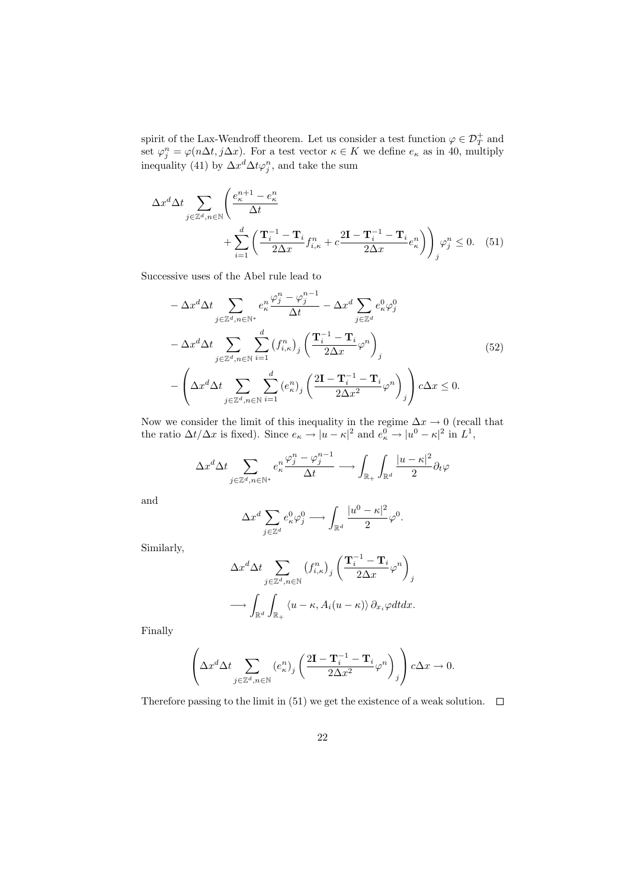spirit of the Lax-Wendroff theorem. Let us consider a test function $\varphi \in \mathcal{D}_T^+$ and set $\varphi_j^n = \varphi(n\Delta t, j\Delta x)$. For a test vector $\kappa \in K$ we define $e_\kappa$ as in 40, multiply inequality (41) by $\Delta x^d \Delta t \varphi_j^n$, and take the sum

$$
\Delta x^d \Delta t \sum_{j\in\mathbb{Z}^d, n\in\mathbb{N}} \left( \frac{e_\kappa^{n+1} - e_\kappa^n}{\Delta t} + \sum_{i=1}^d \left( \frac{\mathbf{T}_i^{-1} - \mathbf{T}_i}{2\Delta x} f_{i,\kappa}^n + c \frac{2\mathbf{I} - \mathbf{T}_i^{-1} - \mathbf{T}_i}{2\Delta x} e_\kappa^n \right) \right)_j \varphi_j^n \leq 0. \quad (51)
$$

Successive uses of the Abel rule lead to

$$
\begin{aligned}
&- \Delta x^d \Delta t \sum_{j\in\mathbb{Z}^d, n\in\mathbb{N}^*} e_\kappa^n \frac{\varphi_j^n - \varphi_j^{n-1}}{\Delta t} - \Delta x^d \sum_{j\in\mathbb{Z}^d} e_\kappa^0 \varphi_j^0 \\
&- \Delta x^d \Delta t \sum_{j\in\mathbb{Z}^d, n\in\mathbb{N}} \sum_{i=1}^d \left(f_{i,\kappa}^n\right)_j \left( \frac{\mathbf{T}_i^{-1} - \mathbf{T}_i}{2\Delta x} \varphi^n \right)_j \\
&- \left( \Delta x^d \Delta t \sum_{j\in\mathbb{Z}^d, n\in\mathbb{N}} \sum_{i=1}^d \left(e_\kappa^n\right)_j \left( \frac{2\mathbf{I} - \mathbf{T}_i^{-1} - \mathbf{T}_i}{2\Delta x^2} \varphi^n \right)_j \right) c\Delta x \leq 0.
\end{aligned} \quad (52)
$$

Now we consider the limit of this inequality in the regime $\Delta x \to 0$ (recall that the ratio $\Delta t/\Delta x$ is fixed). Since $e_\kappa \to |u - \kappa|^2$ and $e_\kappa^0 \to |u^0 - \kappa|^2$ in $L^1$,

$$
\Delta x^d \Delta t \sum_{j\in\mathbb{Z}^d, n\in\mathbb{N}^*} e_\kappa^n \frac{\varphi_j^n - \varphi_j^{n-1}}{\Delta t} \longrightarrow \int_{\mathbb{R}_+} \int_{\mathbb{R}^d} \frac{|u - \kappa|^2}{2} \partial_t \varphi
$$

and

$$
\Delta x^d \sum_{j\in\mathbb{Z}^d} e_\kappa^0 \varphi_j^0 \longrightarrow \int_{\mathbb{R}^d} \frac{|u^0 - \kappa|^2}{2} \varphi^0.
$$

Similarly,

$$
\begin{aligned}
&\Delta x^d \Delta t \sum_{j\in\mathbb{Z}^d, n\in\mathbb{N}} \left(f_{i,\kappa}^n\right)_j \left( \frac{\mathbf{T}_i^{-1} - \mathbf{T}_i}{2\Delta x} \varphi^n \right)_j \\
&\longrightarrow \int_{\mathbb{R}^d} \int_{\mathbb{R}_+} \langle u - \kappa, A_i(u - \kappa) \rangle \, \partial_{x_i} \varphi dt dx.
\end{aligned}
$$

Finally

$$
\left( \Delta x^d \Delta t \sum_{j\in\mathbb{Z}^d, n\in\mathbb{N}} \left(e_\kappa^n\right)_j \left( \frac{2\mathbf{I} - \mathbf{T}_i^{-1} - \mathbf{T}_i}{2\Delta x^2} \varphi^n \right)_j \right) c\Delta x \to 0.
$$

Therefore passing to the limit in (51) we get the existence of a weak solution. $\square$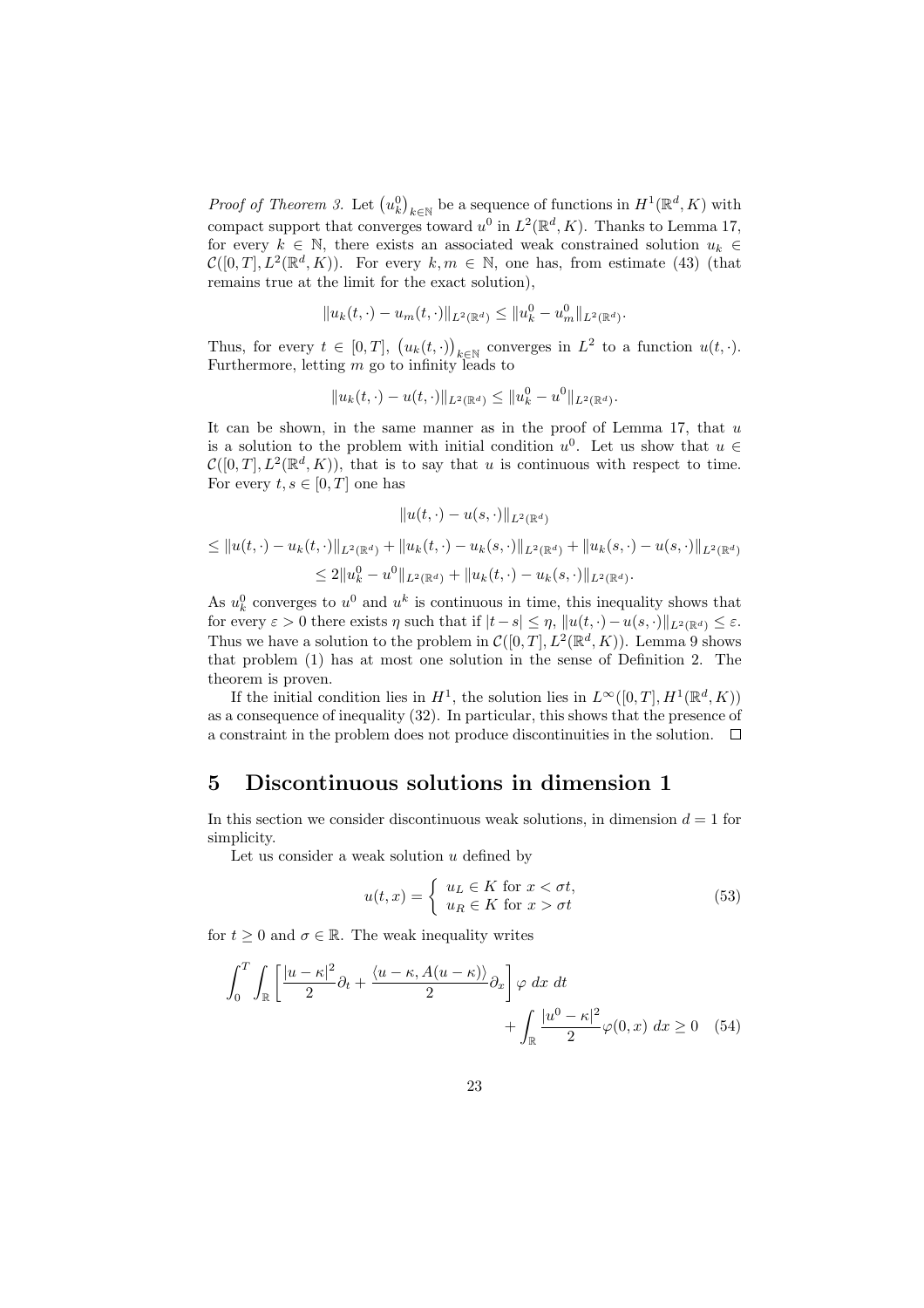*Proof of Theorem 3.* Let $\left(u_k^0\right)_{k\in\mathbb{N}}$ be a sequence of functions in $H^1(\mathbb{R}^d, K)$ with compact support that converges toward $u^0$ in $L^2(\mathbb{R}^d, K)$. Thanks to Lemma 17, for every $k \in \mathbb{N}$, there exists an associated weak constrained solution $u_k \in \mathcal{C}([0,T], L^2(\mathbb{R}^d, K))$. For every $k, m \in \mathbb{N}$, one has, from estimate (43) (that remains true at the limit for the exact solution),

$$\|u_k(t,\cdot) - u_m(t,\cdot)\|_{L^2(\mathbb{R}^d)} \leq \|u_k^0 - u_m^0\|_{L^2(\mathbb{R}^d)}.$$

Thus, for every $t \in [0,T]$, $\left(u_k(t,\cdot)\right)_{k\in\mathbb{N}}$ converges in $L^2$ to a function $u(t,\cdot)$. Furthermore, letting $m$ go to infinity leads to

$$\|u_k(t,\cdot) - u(t,\cdot)\|_{L^2(\mathbb{R}^d)} \leq \|u_k^0 - u^0\|_{L^2(\mathbb{R}^d)}.$$

It can be shown, in the same manner as in the proof of Lemma 17, that $u$ is a solution to the problem with initial condition $u^0$. Let us show that $u \in \mathcal{C}([0,T], L^2(\mathbb{R}^d, K))$, that is to say that $u$ is continuous with respect to time. For every $t, s \in [0,T]$ one has

$$\begin{aligned}
&\|u(t,\cdot) - u(s,\cdot)\|_{L^2(\mathbb{R}^d)} \\
&\leq \|u(t,\cdot) - u_k(t,\cdot)\|_{L^2(\mathbb{R}^d)} + \|u_k(t,\cdot) - u_k(s,\cdot)\|_{L^2(\mathbb{R}^d)} + \|u_k(s,\cdot) - u(s,\cdot)\|_{L^2(\mathbb{R}^d)} \\
&\leq 2\|u_k^0 - u^0\|_{L^2(\mathbb{R}^d)} + \|u_k(t,\cdot) - u_k(s,\cdot)\|_{L^2(\mathbb{R}^d)}.
\end{aligned}$$

As $u_k^0$ converges to $u^0$ and $u^k$ is continuous in time, this inequality shows that for every $\varepsilon > 0$ there exists $\eta$ such that if $|t-s| \leq \eta$, $\|u(t,\cdot) - u(s,\cdot)\|_{L^2(\mathbb{R}^d)} \leq \varepsilon$. Thus we have a solution to the problem in $\mathcal{C}([0,T], L^2(\mathbb{R}^d, K))$. Lemma 9 shows that problem (1) has at most one solution in the sense of Definition 2. The theorem is proven.

If the initial condition lies in $H^1$, the solution lies in $L^\infty([0,T], H^1(\mathbb{R}^d, K))$ as a consequence of inequality (32). In particular, this shows that the presence of a constraint in the problem does not produce discontinuities in the solution. $\square$

## 5 Discontinuous solutions in dimension 1

In this section we consider discontinuous weak solutions, in dimension $d = 1$ for simplicity.

Let us consider a weak solution $u$ defined by

$$u(t,x) = \begin{cases} u_L \in K \text{ for } x < \sigma t, \\ u_R \in K \text{ for } x > \sigma t \end{cases} \tag{53}$$

for $t \geq 0$ and $\sigma \in \mathbb{R}$. The weak inequality writes

$$\int_0^T \int_{\mathbb{R}} \left[ \frac{|u-\kappa|^2}{2} \partial_t + \frac{\langle u-\kappa, A(u-\kappa)\rangle}{2} \partial_x \right] \varphi \; dx \; dt + \int_{\mathbb{R}} \frac{|u^0 - \kappa|^2}{2} \varphi(0,x) \; dx \geq 0 \tag{54}$$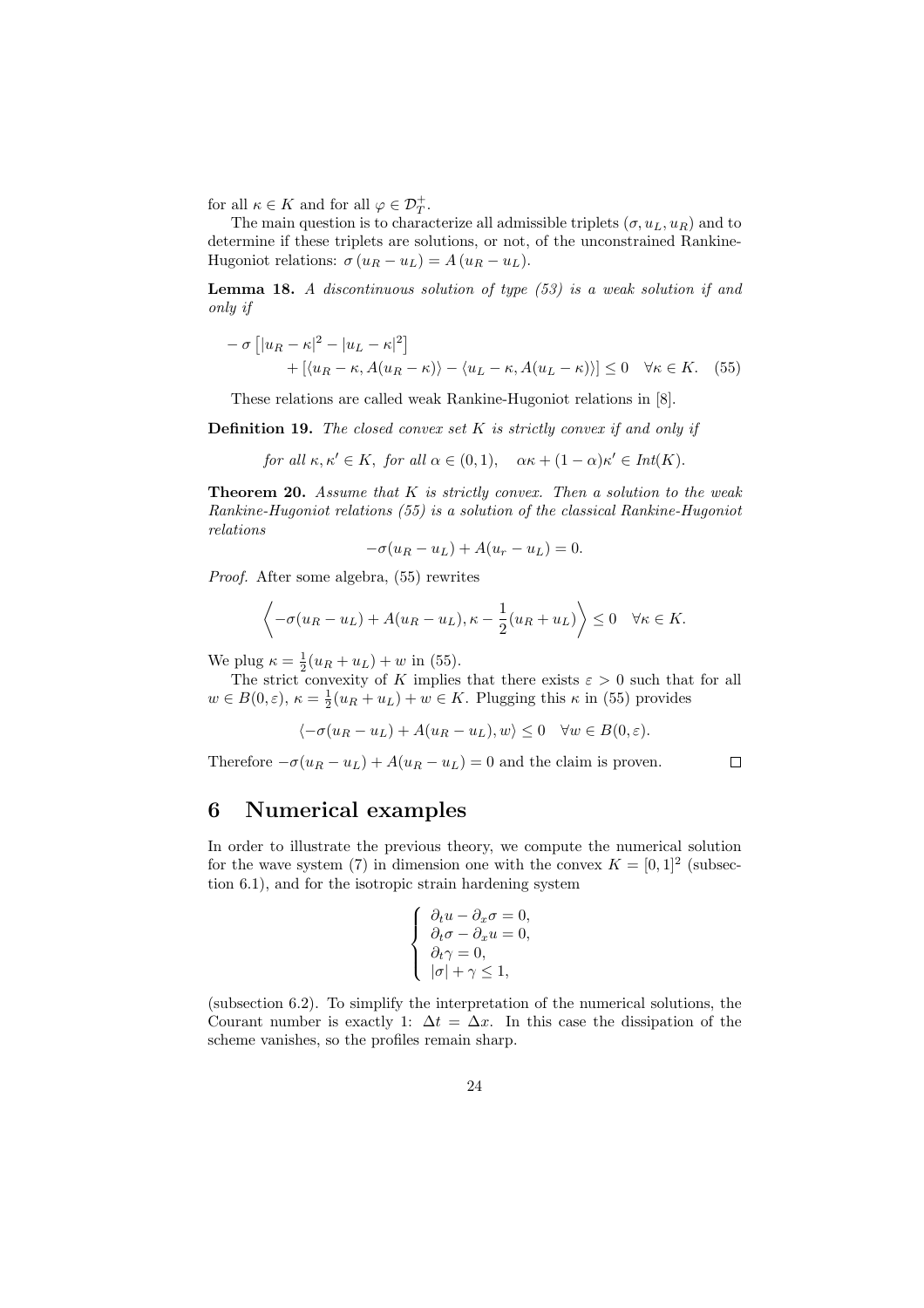for all $\kappa \in K$ and for all $\varphi \in \mathcal{D}_T^+$.

The main question is to characterize all admissible triplets $(\sigma, u_L, u_R)$ and to determine if these triplets are solutions, or not, of the unconstrained Rankine-Hugoniot relations: $\sigma (u_R - u_L) = A (u_R - u_L)$.

**Lemma 18.** *A discontinuous solution of type (53) is a weak solution if and only if*

$$
\begin{aligned}
&-\sigma \left[ |u_R - \kappa|^2 - |u_L - \kappa|^2 \right] \\
&\qquad + \left[ \langle u_R - \kappa, A(u_R - \kappa) \rangle - \langle u_L - \kappa, A(u_L - \kappa) \rangle \right] \leq 0 \quad \forall \kappa \in K. \quad (55)
\end{aligned}
$$

These relations are called weak Rankine-Hugoniot relations in [8].

**Definition 19.** *The closed convex set $K$ is strictly convex if and only if*

$$
\textit{for all } \kappa, \kappa' \in K, \textit{ for all } \alpha \in (0,1), \quad \alpha\kappa + (1-\alpha)\kappa' \in Int(K).
$$

**Theorem 20.** *Assume that $K$ is strictly convex. Then a solution to the weak Rankine-Hugoniot relations (55) is a solution of the classical Rankine-Hugoniot relations*

$$
-\sigma(u_R - u_L) + A(u_r - u_L) = 0.
$$

*Proof.* After some algebra, (55) rewrites

$$
\left\langle -\sigma(u_R - u_L) + A(u_R - u_L), \kappa - \frac{1}{2}(u_R + u_L) \right\rangle \leq 0 \quad \forall \kappa \in K.
$$

We plug $\kappa = \frac{1}{2}(u_R + u_L) + w$ in (55).

The strict convexity of $K$ implies that there exists $\varepsilon > 0$ such that for all $w \in B(0, \varepsilon)$, $\kappa = \frac{1}{2}(u_R + u_L) + w \in K$. Plugging this $\kappa$ in (55) provides

$$
\langle -\sigma(u_R - u_L) + A(u_R - u_L), w \rangle \leq 0 \quad \forall w \in B(0, \varepsilon).
$$

Therefore $-\sigma(u_R - u_L) + A(u_R - u_L) = 0$ and the claim is proven. $\square$

# 6 Numerical examples

In order to illustrate the previous theory, we compute the numerical solution for the wave system (7) in dimension one with the convex $K = [0,1]^2$ (subsection 6.1), and for the isotropic strain hardening system

$$
\begin{cases}
\partial_t u - \partial_x \sigma = 0, \\
\partial_t \sigma - \partial_x u = 0, \\
\partial_t \gamma = 0, \\
|\sigma| + \gamma \leq 1,
\end{cases}
$$

(subsection 6.2). To simplify the interpretation of the numerical solutions, the Courant number is exactly 1: $\Delta t = \Delta x$. In this case the dissipation of the scheme vanishes, so the profiles remain sharp.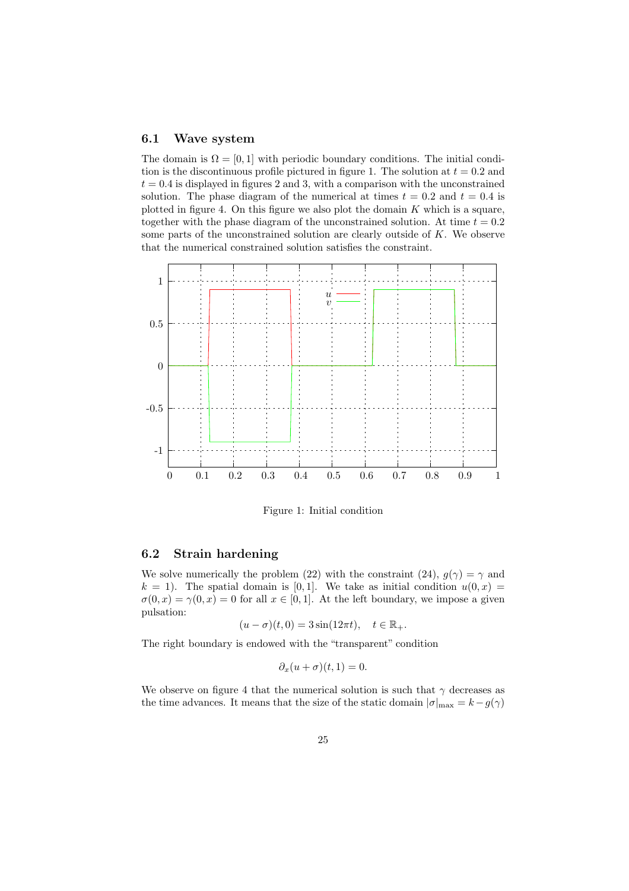### 6.1 Wave system

The domain is $\Omega = [0, 1]$ with periodic boundary conditions. The initial condition is the discontinuous profile pictured in figure 1. The solution at $t = 0.2$ and $t = 0.4$ is displayed in figures 2 and 3, with a comparison with the unconstrained solution. The phase diagram of the numerical at times $t = 0.2$ and $t = 0.4$ is plotted in figure 4. On this figure we also plot the domain $K$ which is a square, together with the phase diagram of the unconstrained solution. At time $t = 0.2$ some parts of the unconstrained solution are clearly outside of $K$. We observe that the numerical constrained solution satisfies the constraint.

Figure 1: Initial condition

### 6.2 Strain hardening

We solve numerically the problem (22) with the constraint (24), $g(\gamma) = \gamma$ and $k = 1$). The spatial domain is $[0, 1]$. We take as initial condition $u(0, x) = \sigma(0, x) = \gamma(0, x) = 0$ for all $x \in [0, 1]$. At the left boundary, we impose a given pulsation:

$$(u - \sigma)(t, 0) = 3 \sin(12\pi t), \quad t \in \mathbb{R}_+.$$

The right boundary is endowed with the "transparent" condition

$$\partial_x (u + \sigma)(t, 1) = 0.$$

We observe on figure 4 that the numerical solution is such that $\gamma$ decreases as the time advances. It means that the size of the static domain $|\sigma|_{\max} = k - g(\gamma)$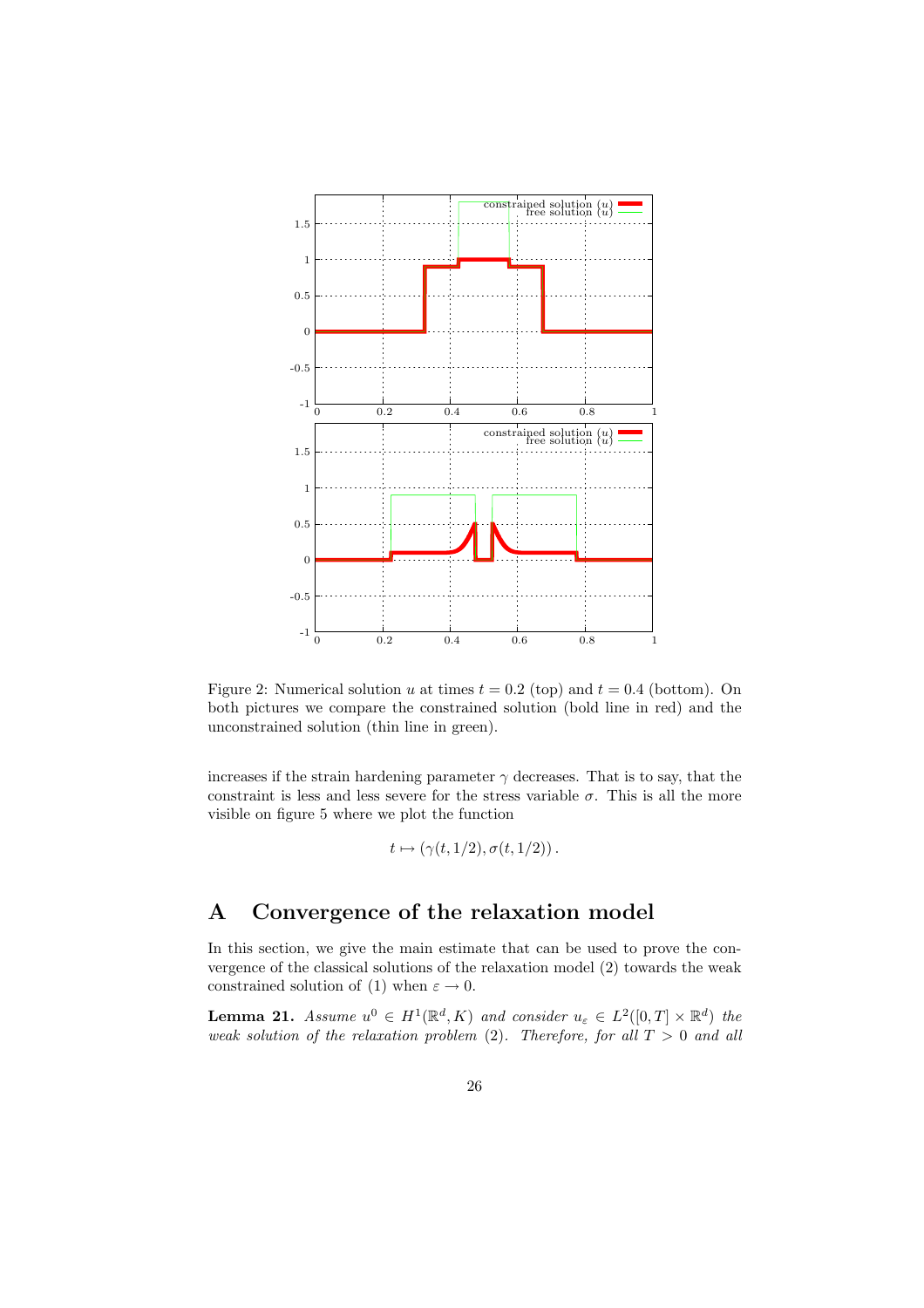Figure 2: Numerical solution $u$ at times $t = 0.2$ (top) and $t = 0.4$ (bottom). On both pictures we compare the constrained solution (bold line in red) and the unconstrained solution (thin line in green).

increases if the strain hardening parameter $\gamma$ decreases. That is to say, that the constraint is less and less severe for the stress variable $\sigma$. This is all the more visible on figure 5 where we plot the function

$$t \mapsto (\gamma(t, 1/2), \sigma(t, 1/2)) \, .$$

# A Convergence of the relaxation model

In this section, we give the main estimate that can be used to prove the convergence of the classical solutions of the relaxation model (2) towards the weak constrained solution of (1) when $\varepsilon \to 0$.

**Lemma 21.** *Assume $u^0 \in H^1(\mathbb{R}^d, K)$ and consider $u_\varepsilon \in L^2([0,T] \times \mathbb{R}^d)$ the weak solution of the relaxation problem (2). Therefore, for all $T > 0$ and all*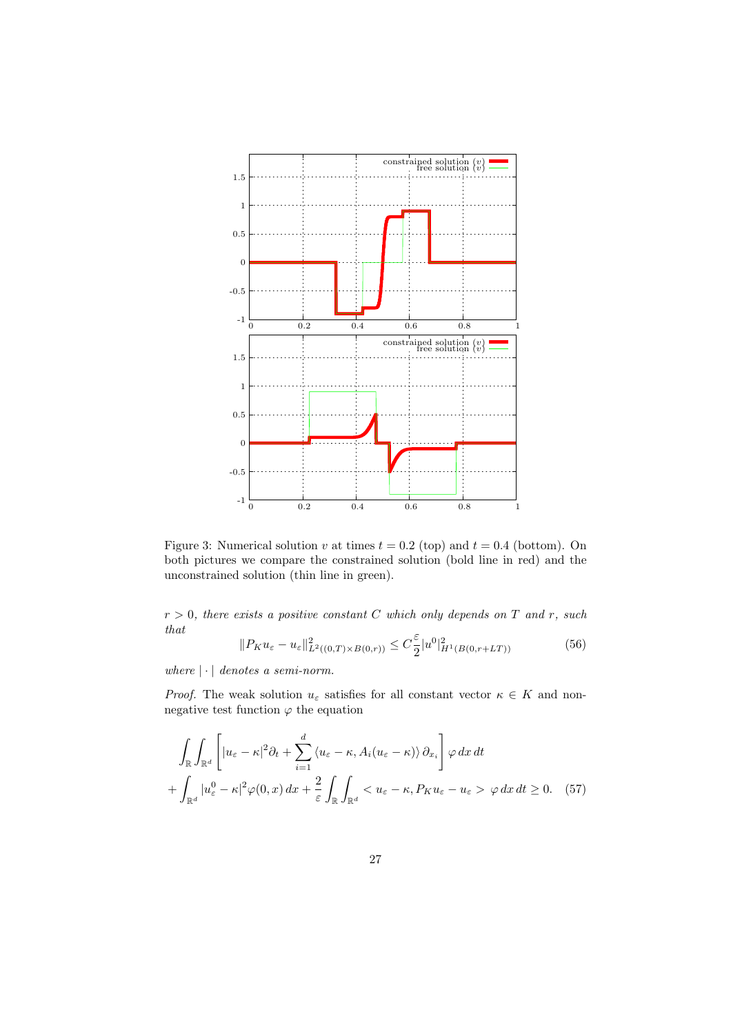Figure 3: Numerical solution $v$ at times $t = 0.2$ (top) and $t = 0.4$ (bottom). On both pictures we compare the constrained solution (bold line in red) and the unconstrained solution (thin line in green).

*$r > 0$, there exists a positive constant $C$ which only depends on $T$ and $r$, such that*

$$\|P_K u_\varepsilon - u_\varepsilon\|^2_{L^2((0,T)\times B(0,r))} \leq C\frac{\varepsilon}{2}|u^0|^2_{H^1(B(0,r+LT))} \tag{56}$$

*where $|\cdot|$ denotes a semi-norm.*

*Proof.* The weak solution $u_\varepsilon$ satisfies for all constant vector $\kappa \in K$ and non-negative test function $\varphi$ the equation

$$\int_{\mathbb{R}}\int_{\mathbb{R}^d}\left[|u_\varepsilon - \kappa|^2\partial_t + \sum_{i=1}^{d}\langle u_\varepsilon - \kappa, A_i(u_\varepsilon - \kappa)\rangle\,\partial_{x_i}\right]\varphi\,dx\,dt$$
$$+\int_{\mathbb{R}^d}|u^0_\varepsilon - \kappa|^2\varphi(0,x)\,dx + \frac{2}{\varepsilon}\int_{\mathbb{R}}\int_{\mathbb{R}^d} < u_\varepsilon - \kappa, P_K u_\varepsilon - u_\varepsilon > \varphi\,dx\,dt \geq 0. \tag{57}$$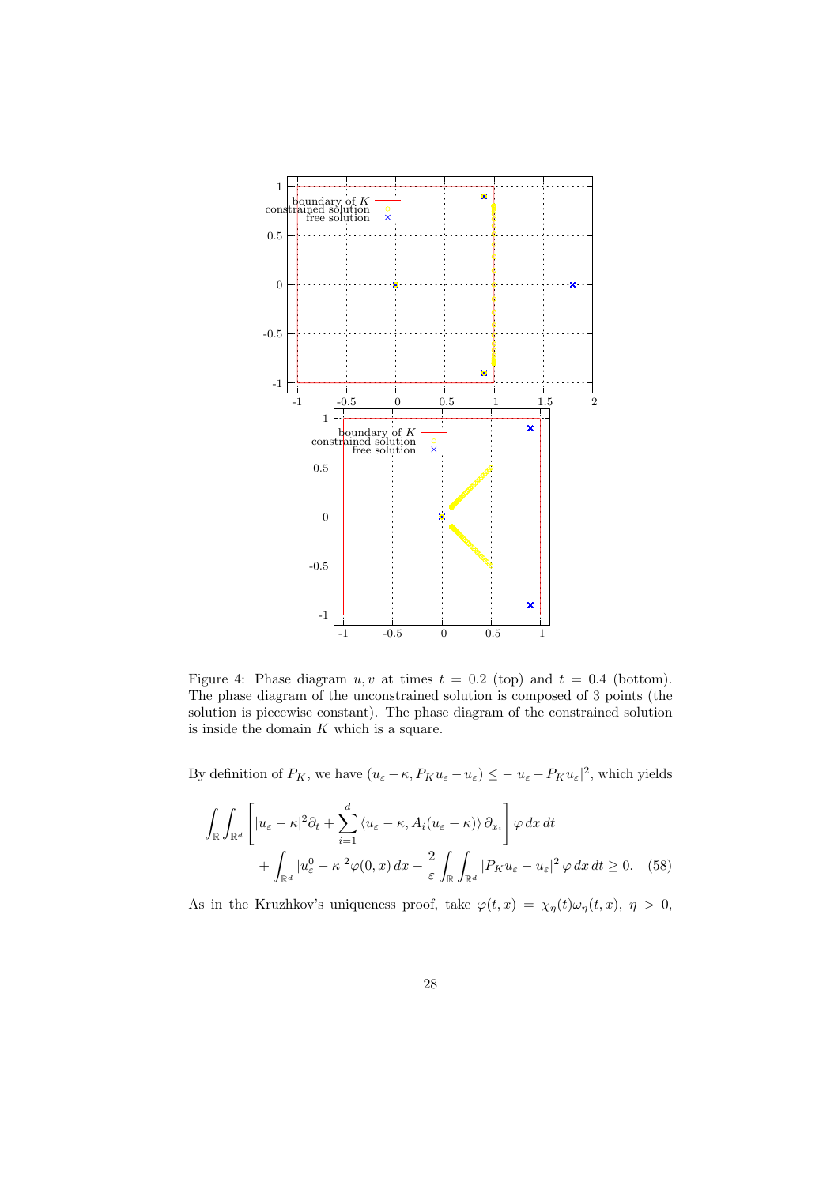Figure 4: Phase diagram $u, v$ at times $t = 0.2$ (top) and $t = 0.4$ (bottom). The phase diagram of the unconstrained solution is composed of 3 points (the solution is piecewise constant). The phase diagram of the constrained solution is inside the domain $K$ which is a square.

By definition of $P_K$, we have $(u_\varepsilon - \kappa, P_K u_\varepsilon - u_\varepsilon) \leq -|u_\varepsilon - P_K u_\varepsilon|^2$, which yields

$$\int_{\mathbb{R}} \int_{\mathbb{R}^d} \left[ |u_\varepsilon - \kappa|^2 \partial_t + \sum_{i=1}^{d} \langle u_\varepsilon - \kappa, A_i(u_\varepsilon - \kappa) \rangle \, \partial_{x_i} \right] \varphi \, dx \, dt$$
$$+ \int_{\mathbb{R}^d} |u_\varepsilon^0 - \kappa|^2 \varphi(0, x) \, dx - \frac{2}{\varepsilon} \int_{\mathbb{R}} \int_{\mathbb{R}^d} |P_K u_\varepsilon - u_\varepsilon|^2 \, \varphi \, dx \, dt \geq 0. \quad (58)$$

As in the Kruzhkov's uniqueness proof, take $\varphi(t, x) = \chi_\eta(t) \omega_\eta(t, x)$, $\eta > 0$,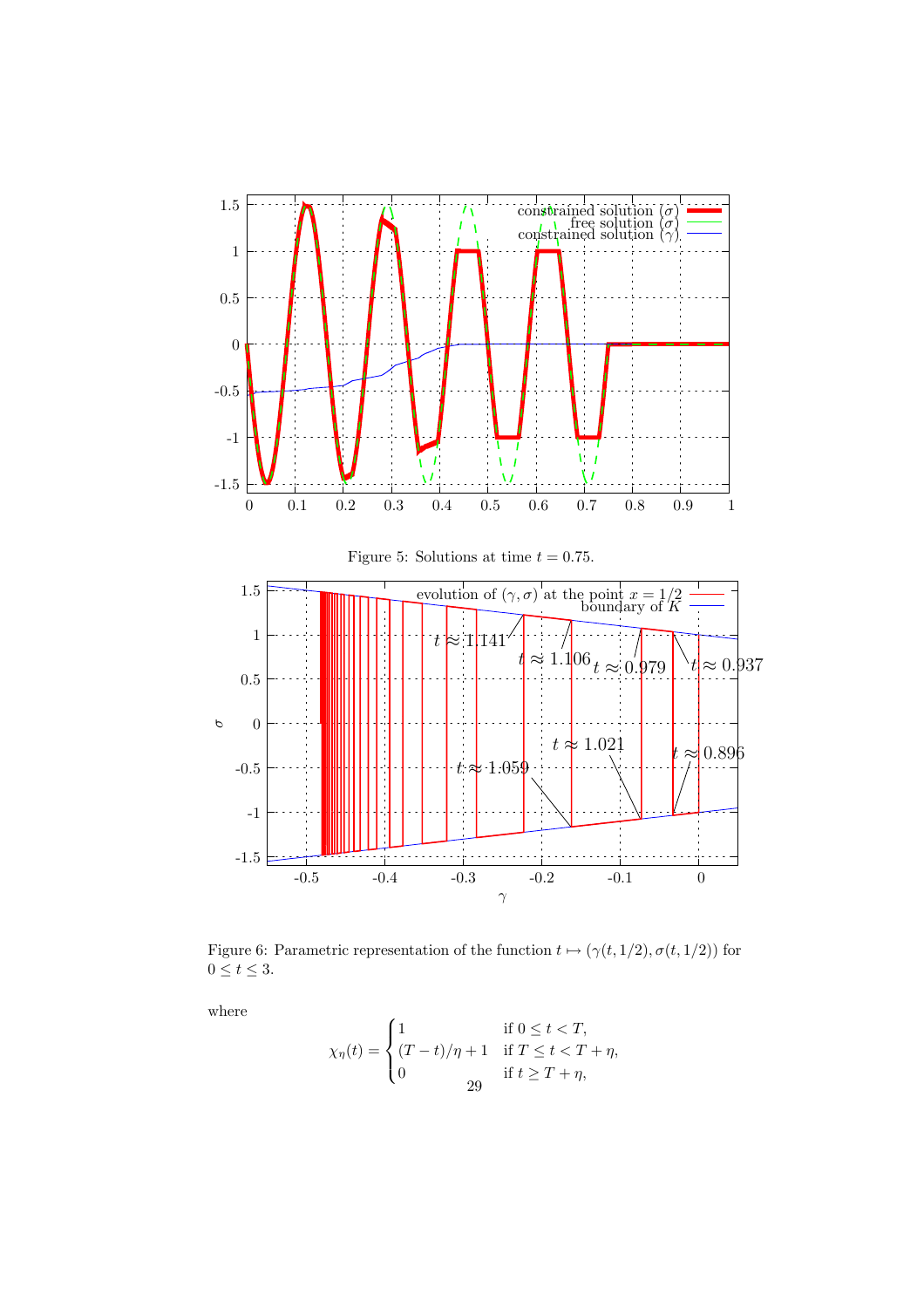Figure 5: Solutions at time $t = 0.75$.

Figure 6: Parametric representation of the function $t \mapsto (\gamma(t, 1/2), \sigma(t, 1/2))$ for $0 \leq t \leq 3$.

where

$$\chi_\eta(t) = \begin{cases} 1 & \text{if } 0 \leq t < T, \\ (T - t)/\eta + 1 & \text{if } T \leq t < T + \eta, \\ 0 & \text{if } t \geq T + \eta, \end{cases}$$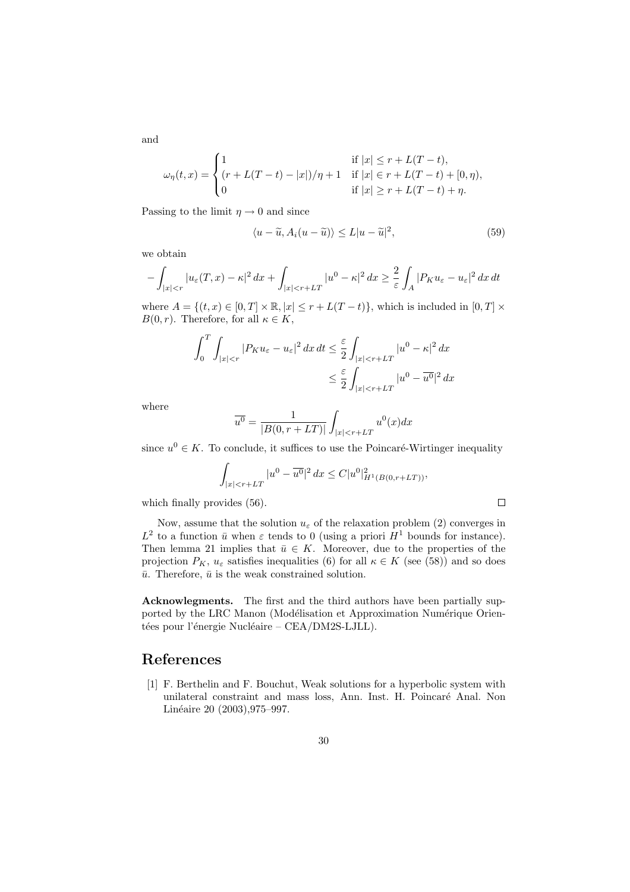and

$$\omega_\eta(t,x) = \begin{cases} 1 & \text{if } |x| \le r + L(T-t), \\ (r + L(T-t) - |x|)/\eta + 1 & \text{if } |x| \in r + L(T-t) + [0,\eta), \\ 0 & \text{if } |x| \ge r + L(T-t) + \eta. \end{cases}$$

Passing to the limit $\eta \to 0$ and since

$$\langle u - \widetilde{u}, A_i(u - \widetilde{u}) \rangle \le L|u - \widetilde{u}|^2, \tag{59}$$

we obtain

$$-\int_{|x|<r} |u_\varepsilon(T,x) - \kappa|^2\, dx + \int_{|x|<r+LT} |u^0 - \kappa|^2\, dx \ge \frac{2}{\varepsilon} \int_A |P_K u_\varepsilon - u_\varepsilon|^2\, dx\, dt$$

where $A = \{(t,x) \in [0,T] \times \mathbb{R}, |x| \le r + L(T-t)\}$, which is included in $[0,T] \times B(0,r)$. Therefore, for all $\kappa \in K$,

$$\begin{aligned} \int_0^T \int_{|x|<r} |P_K u_\varepsilon - u_\varepsilon|^2\, dx\, dt &\le \frac{\varepsilon}{2} \int_{|x|<r+LT} |u^0 - \kappa|^2\, dx \\ &\le \frac{\varepsilon}{2} \int_{|x|<r+LT} |u^0 - \overline{u^0}|^2\, dx \end{aligned}$$

where

$$\overline{u^0} = \frac{1}{|B(0, r+LT)|} \int_{|x|<r+LT} u^0(x) dx$$

since $u^0 \in K$. To conclude, it suffices to use the Poincaré-Wirtinger inequality

$$\int_{|x|<r+LT} |u^0 - \overline{u^0}|^2\, dx \le C |u^0|^2_{H^1(B(0,r+LT))},$$

which finally provides (56). □

Now, assume that the solution $u_\varepsilon$ of the relaxation problem (2) converges in $L^2$ to a function $\bar{u}$ when $\varepsilon$ tends to 0 (using a priori $H^1$ bounds for instance). Then lemma 21 implies that $\bar{u} \in K$. Moreover, due to the properties of the projection $P_K$, $u_\varepsilon$ satisfies inequalities (6) for all $\kappa \in K$ (see (58)) and so does $\bar{u}$. Therefore, $\bar{u}$ is the weak constrained solution.

**Acknowlegments.** The first and the third authors have been partially supported by the LRC Manon (Modélisation et Approximation Numérique Orientées pour l'énergie Nucléaire – CEA/DM2S-LJLL).

# References

[1] F. Berthelin and F. Bouchut, Weak solutions for a hyperbolic system with unilateral constraint and mass loss, Ann. Inst. H. Poincaré Anal. Non Linéaire 20 (2003),975–997.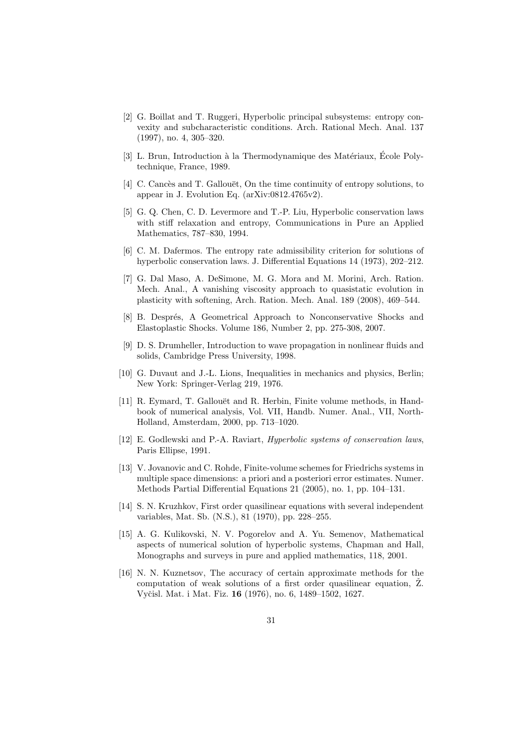[2] G. Boillat and T. Ruggeri, Hyperbolic principal subsystems: entropy convexity and subcharacteristic conditions. Arch. Rational Mech. Anal. 137 (1997), no. 4, 305–320.

[3] L. Brun, Introduction à la Thermodynamique des Matériaux, École Polytechnique, France, 1989.

[4] C. Cancès and T. Gallouët, On the time continuity of entropy solutions, to appear in J. Evolution Eq. (arXiv:0812.4765v2).

[5] G. Q. Chen, C. D. Levermore and T.-P. Liu, Hyperbolic conservation laws with stiff relaxation and entropy, Communications in Pure an Applied Mathematics, 787–830, 1994.

[6] C. M. Dafermos. The entropy rate admissibility criterion for solutions of hyperbolic conservation laws. J. Differential Equations 14 (1973), 202–212.

[7] G. Dal Maso, A. DeSimone, M. G. Mora and M. Morini, Arch. Ration. Mech. Anal., A vanishing viscosity approach to quasistatic evolution in plasticity with softening, Arch. Ration. Mech. Anal. 189 (2008), 469–544.

[8] B. Després, A Geometrical Approach to Nonconservative Shocks and Elastoplastic Shocks. Volume 186, Number 2, pp. 275-308, 2007.

[9] D. S. Drumheller, Introduction to wave propagation in nonlinear fluids and solids, Cambridge Press University, 1998.

[10] G. Duvaut and J.-L. Lions, Inequalities in mechanics and physics, Berlin; New York: Springer-Verlag 219, 1976.

[11] R. Eymard, T. Gallouët and R. Herbin, Finite volume methods, in Handbook of numerical analysis, Vol. VII, Handb. Numer. Anal., VII, North-Holland, Amsterdam, 2000, pp. 713–1020.

[12] E. Godlewski and P.-A. Raviart, *Hyperbolic systems of conservation laws*, Paris Ellipse, 1991.

[13] V. Jovanovic and C. Rohde, Finite-volume schemes for Friedrichs systems in multiple space dimensions: a priori and a posteriori error estimates. Numer. Methods Partial Differential Equations 21 (2005), no. 1, pp. 104–131.

[14] S. N. Kruzhkov, First order quasilinear equations with several independent variables, Mat. Sb. (N.S.), 81 (1970), pp. 228–255.

[15] A. G. Kulikovski, N. V. Pogorelov and A. Yu. Semenov, Mathematical aspects of numerical solution of hyperbolic systems, Chapman and Hall, Monographs and surveys in pure and applied mathematics, 118, 2001.

[16] N. N. Kuznetsov, The accuracy of certain approximate methods for the computation of weak solutions of a first order quasilinear equation, Ž. Vyčisl. Mat. i Mat. Fiz. **16** (1976), no. 6, 1489–1502, 1627.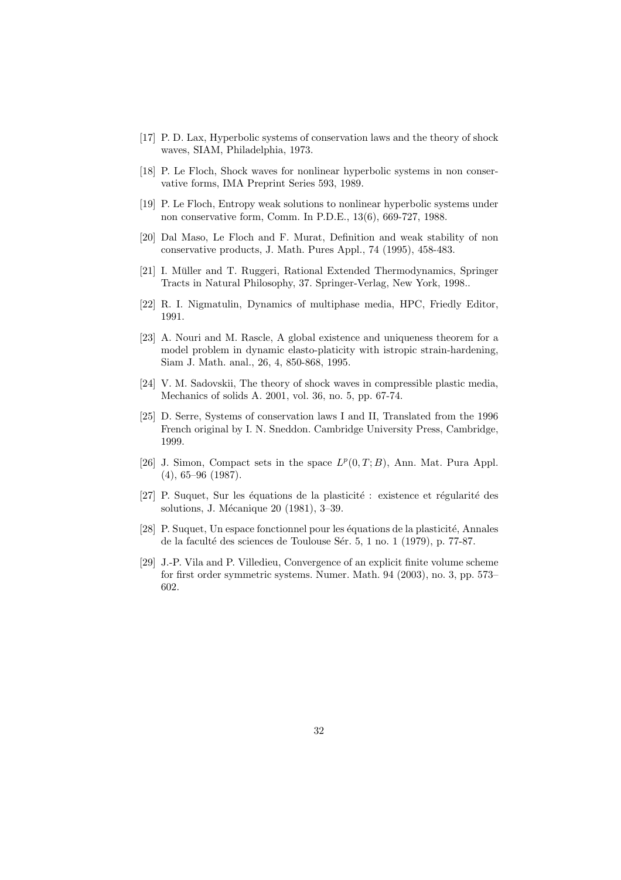[17] P. D. Lax, Hyperbolic systems of conservation laws and the theory of shock waves, SIAM, Philadelphia, 1973.

[18] P. Le Floch, Shock waves for nonlinear hyperbolic systems in non conservative forms, IMA Preprint Series 593, 1989.

[19] P. Le Floch, Entropy weak solutions to nonlinear hyperbolic systems under non conservative form, Comm. In P.D.E., 13(6), 669-727, 1988.

[20] Dal Maso, Le Floch and F. Murat, Definition and weak stability of non conservative products, J. Math. Pures Appl., 74 (1995), 458-483.

[21] I. Müller and T. Ruggeri, Rational Extended Thermodynamics, Springer Tracts in Natural Philosophy, 37. Springer-Verlag, New York, 1998..

[22] R. I. Nigmatulin, Dynamics of multiphase media, HPC, Friedly Editor, 1991.

[23] A. Nouri and M. Rascle, A global existence and uniqueness theorem for a model problem in dynamic elasto-platicity with istropic strain-hardening, Siam J. Math. anal., 26, 4, 850-868, 1995.

[24] V. M. Sadovskii, The theory of shock waves in compressible plastic media, Mechanics of solids A. 2001, vol. 36, no. 5, pp. 67-74.

[25] D. Serre, Systems of conservation laws I and II, Translated from the 1996 French original by I. N. Sneddon. Cambridge University Press, Cambridge, 1999.

[26] J. Simon, Compact sets in the space $L^p(0,T;B)$, Ann. Mat. Pura Appl. (4), 65–96 (1987).

[27] P. Suquet, Sur les équations de la plasticité : existence et régularité des solutions, J. Mécanique 20 (1981), 3–39.

[28] P. Suquet, Un espace fonctionnel pour les équations de la plasticité, Annales de la faculté des sciences de Toulouse Sér. 5, 1 no. 1 (1979), p. 77-87.

[29] J.-P. Vila and P. Villedieu, Convergence of an explicit finite volume scheme for first order symmetric systems. Numer. Math. 94 (2003), no. 3, pp. 573–602.